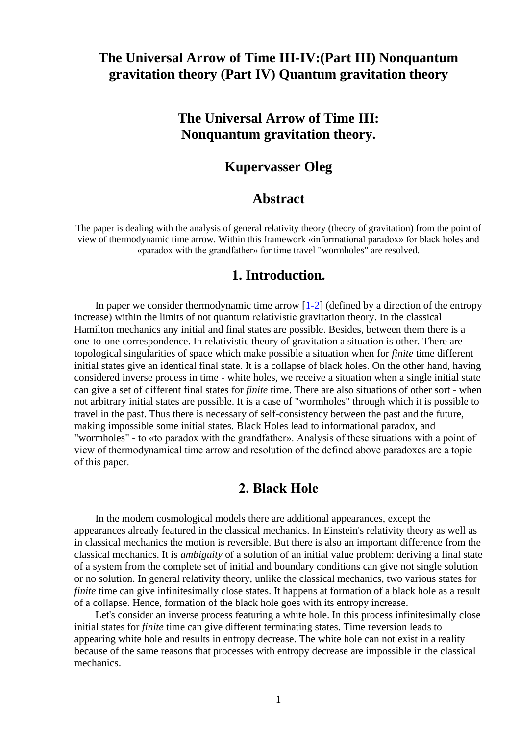# The Universal Arrow of Time III-IV:(Part III) Nonquantum gravitation theory (Part IV) Quantum gravitation theory

## The Universal Arrow of Time III: Nonquantum gravitation theory.

### Kupervasser Oleg

### Abstract

The paper is dealing with the analysis of general relativity theory (theory of gravitation) from the point of view of thermodynamic time arrow. Within this framework «informational paradox» for black holes and «paradox with the grandfather» for time travel "wormholes" are resolved.

## 1. Introduction.

In paper we consider thermodynamic time arrow [1-2] (defined by a direction of the entropy increase) within the limits of not quantum relativistic gravitation theory. In the classical Hamilton mechanics any initial and final states are possible. Besides, between them there is a one-to-one correspondence. In relativistic theory of gravitation a situation is other. There are topological singularities of space which make possible a situation when for *finite* time different initial states give an identical final state. It is a collapse of black holes. On the other hand, having considered inverse process in time - white holes, we receive a situation when a single initial state can give a set of different final states for *finite* time. There are also situations of other sort - when not arbitrary initial states are possible. It is a case of "wormholes" through which it is possible to travel in the past. Thus there is necessary of self-consistency between the past and the future, making impossible some initial states. Black Holes lead to informational paradox, and "wormholes" - to «to paradox with the grandfather». Analysis of these situations with a point of view of thermodynamical time arrow and resolution of the defined above paradoxes are a topic of this paper.

## 2. Black Hole

In the modern cosmological models there are additional appearances, except the appearances already featured in the classical mechanics. In Einstein's relativity theory as well as in classical mechanics the motion is reversible. But there is also an important difference from the classical mechanics. It is *ambiguity* of a solution of an initial value problem: deriving a final state of a system from the complete set of initial and boundary conditions can give not single solution or no solution. In general relativity theory, unlike the classical mechanics, two various states for *finite* time can give infinitesimally close states. It happens at formation of a black hole as a result of a collapse. Hence, formation of the black hole goes with its entropy increase.

Let's consider an inverse process featuring a white hole. In this process infinitesimally close initial states for *finite* time can give different terminating states. Time reversion leads to appearing white hole and results in entropy decrease. The white hole can not exist in a reality because of the same reasons that processes with entropy decrease are impossible in the classical mechanics.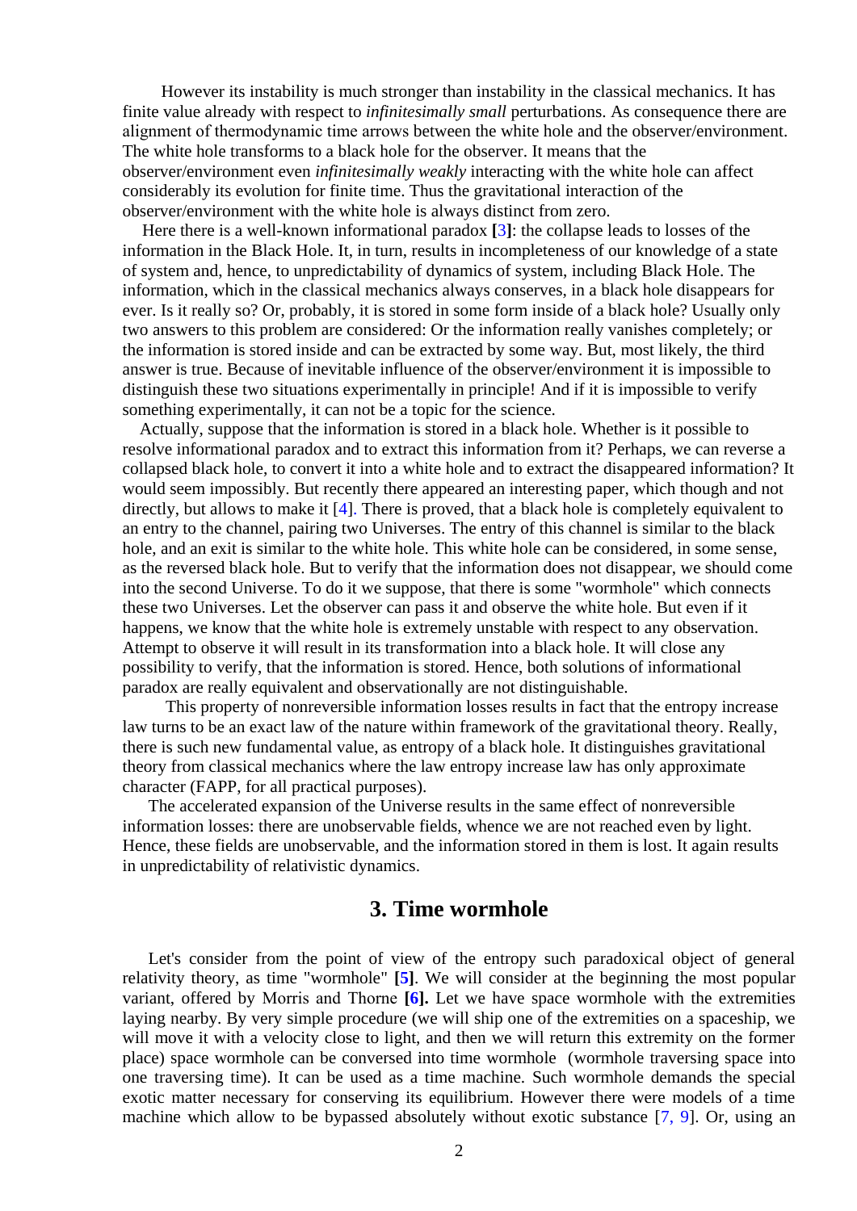However its instability is much stronger than instability in the classical mechanics. It has finite value already with respect to *infinitesimally small* perturbations. As consequence there are alignment of thermodynamic time arrows between the white hole and the observer/environment. The white hole transforms to a black hole for the observer. It means that the observer/environment even *infinitesimally weakly* interacting with the white hole can affect considerably its evolution for finite time. Thus the gravitational interaction of the observer/environment with the white hole is always distinct from zero.

Here there is a well-known informational paradox **[**3**]**: the collapse leads to losses of the information in the Black Hole. It, in turn, results in incompleteness of our knowledge of a state of system and, hence, to unpredictability of dynamics of system, including Black Hole. The information, which in the classical mechanics always conserves, in a black hole disappears for ever. Is it really so? Or, probably, it is stored in some form inside of a black hole? Usually only two answers to this problem are considered: Or the information really vanishes completely; or the information is stored inside and can be extracted by some way. But, most likely, the third answer is true. Because of inevitable influence of the observer/environment it is impossible to distinguish these two situations experimentally in principle! And if it is impossible to verify something experimentally, it can not be a topic for the science.

Actually, suppose that the information is stored in a black hole. Whether is it possible to resolve informational paradox and to extract this information from it? Perhaps, we can reverse a collapsed black hole, to convert it into a white hole and to extract the disappeared information? It would seem impossibly. But recently there appeared an interesting paper, which though and not directly, but allows to make it [4]. There is proved, that a black hole is completely equivalent to an entry to the channel, pairing two Universes. The entry of this channel is similar to the black hole, and an exit is similar to the white hole. This white hole can be considered, in some sense, as the reversed black hole. But to verify that the information does not disappear, we should come into the second Universe. To do it we suppose, that there is some "wormhole" which connects these two Universes. Let the observer can pass it and observe the white hole. But even if it happens, we know that the white hole is extremely unstable with respect to any observation. Attempt to observe it will result in its transformation into a black hole. It will close any possibility to verify, that the information is stored. Hence, both solutions of informational paradox are really equivalent and observationally are not distinguishable.

This property of nonreversible information losses results in fact that the entropy increase law turns to be an exact law of the nature within framework of the gravitational theory. Really, there is such new fundamental value, as entropy of a black hole. It distinguishes gravitational theory from classical mechanics where the law entropy increase law has only approximate character (FAPP, for all practical purposes).

The accelerated expansion of the Universe results in the same effect of nonreversible information losses: there are unobservable fields, whence we are not reached even by light. Hence, these fields are unobservable, and the information stored in them is lost. It again results in unpredictability of relativistic dynamics.

## 3. Time wormhole

Let's consider from the point of view of the entropy such paradoxical object of general relativity theory, as time "wormhole" **[5]**. We will consider at the beginning the most popular variant, offered by Morris and Thorne **[6].** Let we have space wormhole with the extremities laying nearby. By very simple procedure (we will ship one of the extremities on a spaceship, we will move it with a velocity close to light, and then we will return this extremity on the former place) space wormhole can be conversed into time wormhole (wormhole traversing space into one traversing time). It can be used as a time machine. Such wormhole demands the special exotic matter necessary for conserving its equilibrium. However there were models of a time machine which allow to be bypassed absolutely without exotic substance [7, 9]. Or, using an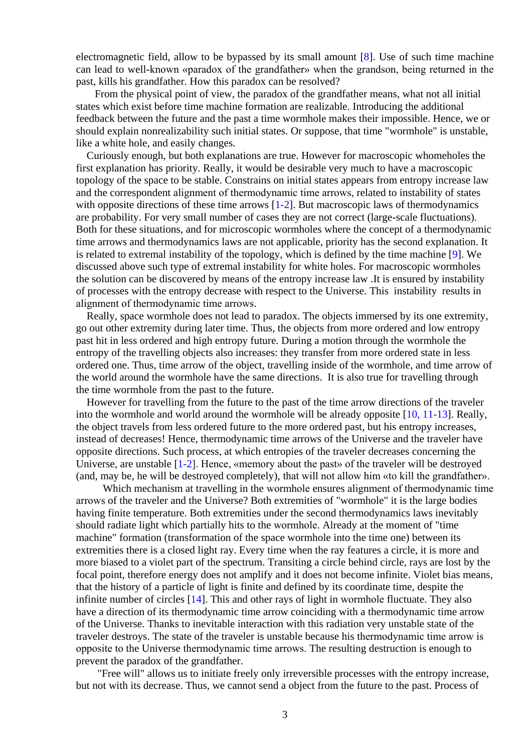electromagnetic field, allow to be bypassed by its small amount [8]. Use of such time machine can lead to well-known «paradox of the grandfather» when the grandson, being returned in the past, kills his grandfather. How this paradox can be resolved?

From the physical point of view, the paradox of the grandfather means, what not all initial states which exist before time machine formation are realizable. Introducing the additional feedback between the future and the past a time wormhole makes their impossible. Hence, we or should explain nonrealizability such initial states. Or suppose, that time "wormhole" is unstable, like a white hole, and easily changes.

Curiously enough, but both explanations are true. However for macroscopic whomeholes the first explanation has priority. Really, it would be desirable very much to have a macroscopic topology of the space to be stable. Constrains on initial states appears from entropy increase law and the correspondent alignment of thermodynamic time arrows, related to instability of states with opposite directions of these time arrows [1-2]. But macroscopic laws of thermodynamics are probability. For very small number of cases they are not correct (large-scale fluctuations). Both for these situations, and for microscopic wormholes where the concept of a thermodynamic time arrows and thermodynamics laws are not applicable, priority has the second explanation. It is related to extremal instability of the topology, which is defined by the time machine [9]. We discussed above such type of extremal instability for white holes. For macroscopic wormholes the solution can be discovered by means of the entropy increase law .It is ensured by instability of processes with the entropy decrease with respect to the Universe. This instability results in alignment of thermodynamic time arrows.

Really, space wormhole does not lead to paradox. The objects immersed by its one extremity, go out other extremity during later time. Thus, the objects from more ordered and low entropy past hit in less ordered and high entropy future. During a motion through the wormhole the entropy of the travelling objects also increases: they transfer from more ordered state in less ordered one. Thus, time arrow of the object, travelling inside of the wormhole, and time arrow of the world around the wormhole have the same directions. It is also true for travelling through the time wormhole from the past to the future.

However for travelling from the future to the past of the time arrow directions of the traveler into the wormhole and world around the wormhole will be already opposite [10, 11-13]. Really, the object travels from less ordered future to the more ordered past, but his entropy increases, instead of decreases! Hence, thermodynamic time arrows of the Universe and the traveler have opposite directions. Such process, at which entropies of the traveler decreases concerning the Universe, are unstable [1-2]. Hence, «memory about the past» of the traveler will be destroyed (and, may be, he will be destroyed completely), that will not allow him «to kill the grandfather».

Which mechanism at travelling in the wormhole ensures alignment of thermodynamic time arrows of the traveler and the Universe? Both extremities of "wormhole" it is the large bodies having finite temperature. Both extremities under the second thermodynamics laws inevitably should radiate light which partially hits to the wormhole. Already at the moment of "time machine" formation (transformation of the space wormhole into the time one) between its extremities there is a closed light ray. Every time when the ray features a circle, it is more and more biased to a violet part of the spectrum. Transiting a circle behind circle, rays are lost by the focal point, therefore energy does not amplify and it does not become infinite. Violet bias means, that the history of a particle of light is finite and defined by its coordinate time, despite the infinite number of circles [14]. This and other rays of light in wormhole fluctuate. They also have a direction of its thermodynamic time arrow coinciding with a thermodynamic time arrow of the Universe. Thanks to inevitable interaction with this radiation very unstable state of the traveler destroys. The state of the traveler is unstable because his thermodynamic time arrow is opposite to the Universe thermodynamic time arrows. The resulting destruction is enough to prevent the paradox of the grandfather.

"Free will" allows us to initiate freely only irreversible processes with the entropy increase, but not with its decrease. Thus, we cannot send a object from the future to the past. Process of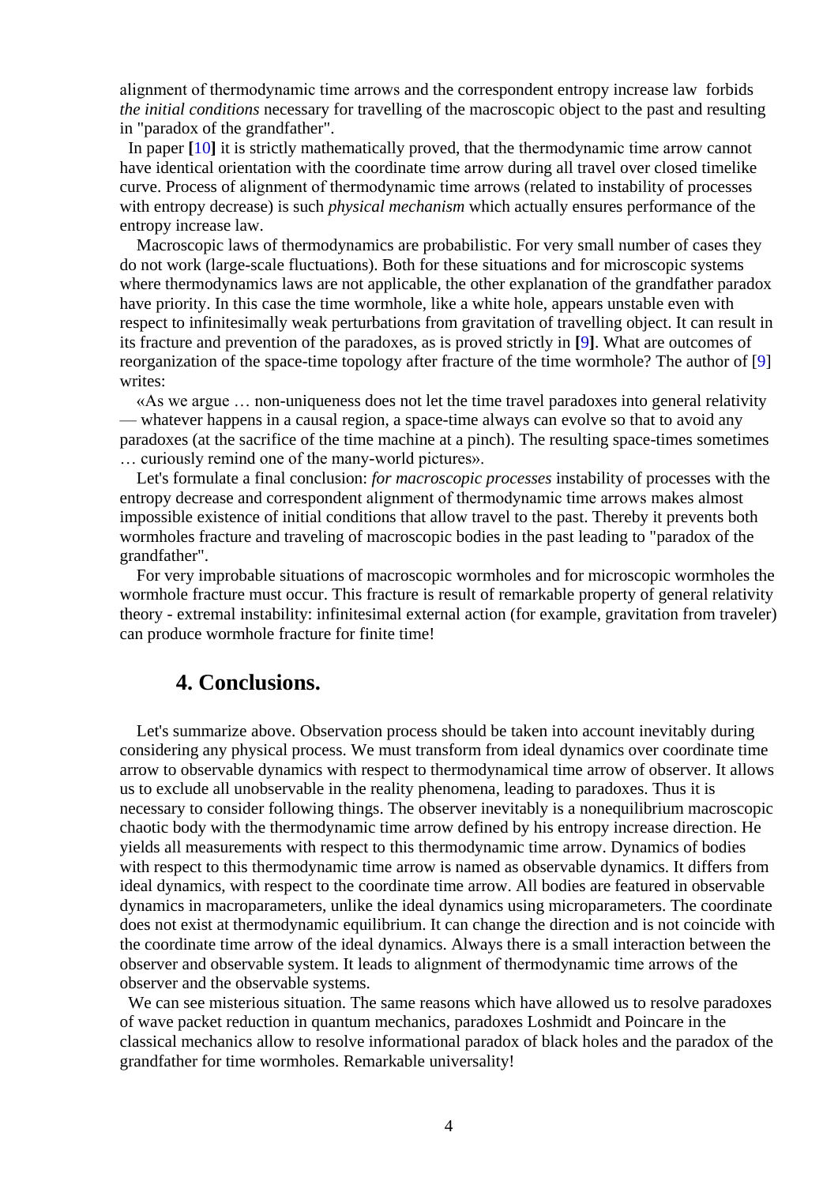alignment of thermodynamic time arrows and the correspondent entropy increase law forbids *the initial conditions* necessary for travelling of the macroscopic object to the past and resulting in "paradox of the grandfather".

In paper **[**10**]** it is strictly mathematically proved, that the thermodynamic time arrow cannot have identical orientation with the coordinate time arrow during all travel over closed timelike curve. Process of alignment of thermodynamic time arrows (related to instability of processes with entropy decrease) is such *physical mechanism* which actually ensures performance of the entropy increase law.

Macroscopic laws of thermodynamics are probabilistic. For very small number of cases they do not work (large-scale fluctuations). Both for these situations and for microscopic systems where thermodynamics laws are not applicable, the other explanation of the grandfather paradox have priority. In this case the time wormhole, like a white hole, appears unstable even with respect to infinitesimally weak perturbations from gravitation of travelling object. It can result in its fracture and prevention of the paradoxes, as is proved strictly in **[**9**]**. What are outcomes of reorganization of the space-time topology after fracture of the time wormhole? The author of [9] writes:

«As we argue … non-uniqueness does not let the time travel paradoxes into general relativity — whatever happens in a causal region, a space-time always can evolve so that to avoid any paradoxes (at the sacrifice of the time machine at a pinch). The resulting space-times sometimes … curiously remind one of the many-world pictures».

Let's formulate a final conclusion: *for macroscopic processes* instability of processes with the entropy decrease and correspondent alignment of thermodynamic time arrows makes almost impossible existence of initial conditions that allow travel to the past. Thereby it prevents both wormholes fracture and traveling of macroscopic bodies in the past leading to "paradox of the grandfather".

For very improbable situations of macroscopic wormholes and for microscopic wormholes the wormhole fracture must occur. This fracture is result of remarkable property of general relativity theory - extremal instability: infinitesimal external action (for example, gravitation from traveler) can produce wormhole fracture for finite time!

## 4. Conclusions.

Let's summarize above. Observation process should be taken into account inevitably during considering any physical process. We must transform from ideal dynamics over coordinate time arrow to observable dynamics with respect to thermodynamical time arrow of observer. It allows us to exclude all unobservable in the reality phenomena, leading to paradoxes. Thus it is necessary to consider following things. The observer inevitably is a nonequilibrium macroscopic chaotic body with the thermodynamic time arrow defined by his entropy increase direction. He yields all measurements with respect to this thermodynamic time arrow. Dynamics of bodies with respect to this thermodynamic time arrow is named as observable dynamics. It differs from ideal dynamics, with respect to the coordinate time arrow. All bodies are featured in observable dynamics in macroparameters, unlike the ideal dynamics using microparameters. The coordinate does not exist at thermodynamic equilibrium. It can change the direction and is not coincide with the coordinate time arrow of the ideal dynamics. Always there is a small interaction between the observer and observable system. It leads to alignment of thermodynamic time arrows of the observer and the observable systems.

We can see misterious situation. The same reasons which have allowed us to resolve paradoxes of wave packet reduction in quantum mechanics, paradoxes Loshmidt and Poincare in the classical mechanics allow to resolve informational paradox of black holes and the paradox of the grandfather for time wormholes. Remarkable universality!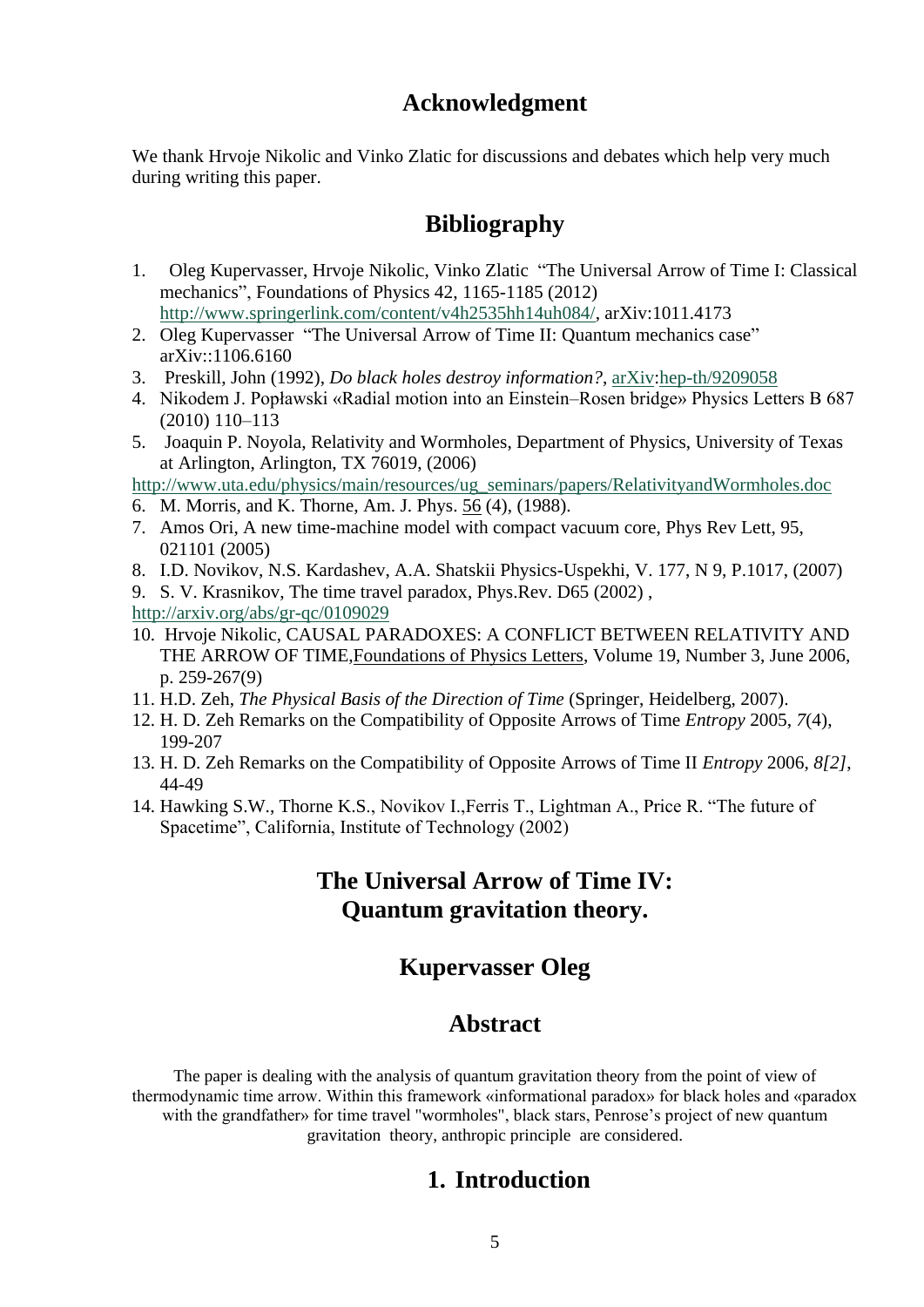## Acknowledgment

We thank Hrvoje Nikolic and Vinko Zlatic for discussions and debates which help very much during writing this paper.

## Bibliography

1. Oleg Kupervasser, Hrvoje Nikolic, Vinko Zlatic "The Universal Arrow of Time I: Classical mechanics", Foundations of Physics 42, 1165-1185 (2012) http://www.springerlink.com/content/v4h2535hh14uh084/, arXiv:1011.4173
2. Oleg Kupervasser "The Universal Arrow of Time II: Quantum mechanics case" arXiv::1106.6160
3. Preskill, John (1992), *Do black holes destroy information?*, arXiv:hep-th/9209058
4. Nikodem J. Popławski «Radial motion into an Einstein–Rosen bridge» Physics Letters B 687 (2010) 110–113
5. Joaquin P. Noyola, Relativity and Wormholes, Department of Physics, University of Texas at Arlington, Arlington, TX 76019, (2006) http://www.uta.edu/physics/main/resources/ug_seminars/papers/RelativityandWormholes.doc
6. M. Morris, and K. Thorne, Am. J. Phys. 56 (4), (1988).
7. Amos Ori, A new time-machine model with compact vacuum core, Phys Rev Lett, 95, 021101 (2005)
8. I.D. Novikov, N.S. Kardashev, A.A. Shatskii Physics-Uspekhi, V. 177, N 9, P.1017, (2007)
9. S. V. Krasnikov, The time travel paradox, Phys.Rev. D65 (2002) , http://arxiv.org/abs/gr-qc/0109029
10. Hrvoje Nikolic, CAUSAL PARADOXES: A CONFLICT BETWEEN RELATIVITY AND THE ARROW OF TIME, Foundations of Physics Letters, Volume 19, Number 3, June 2006, p. 259-267(9)
11. H.D. Zeh, *The Physical Basis of the Direction of Time* (Springer, Heidelberg, 2007).
12. H. D. Zeh Remarks on the Compatibility of Opposite Arrows of Time *Entropy* 2005, *7*(4), 199-207
13. H. D. Zeh Remarks on the Compatibility of Opposite Arrows of Time II *Entropy* 2006, *8[2]*, 44-49
14. Hawking S.W., Thorne K.S., Novikov I.,Ferris T., Lightman A., Price R. "The future of Spacetime", California, Institute of Technology (2002)

# The Universal Arrow of Time IV: Quantum gravitation theory.

## Kupervasser Oleg

## Abstract

The paper is dealing with the analysis of quantum gravitation theory from the point of view of thermodynamic time arrow. Within this framework «informational paradox» for black holes and «paradox with the grandfather» for time travel "wormholes", black stars, Penrose's project of new quantum gravitation theory, anthropic principle are considered.

## 1. Introduction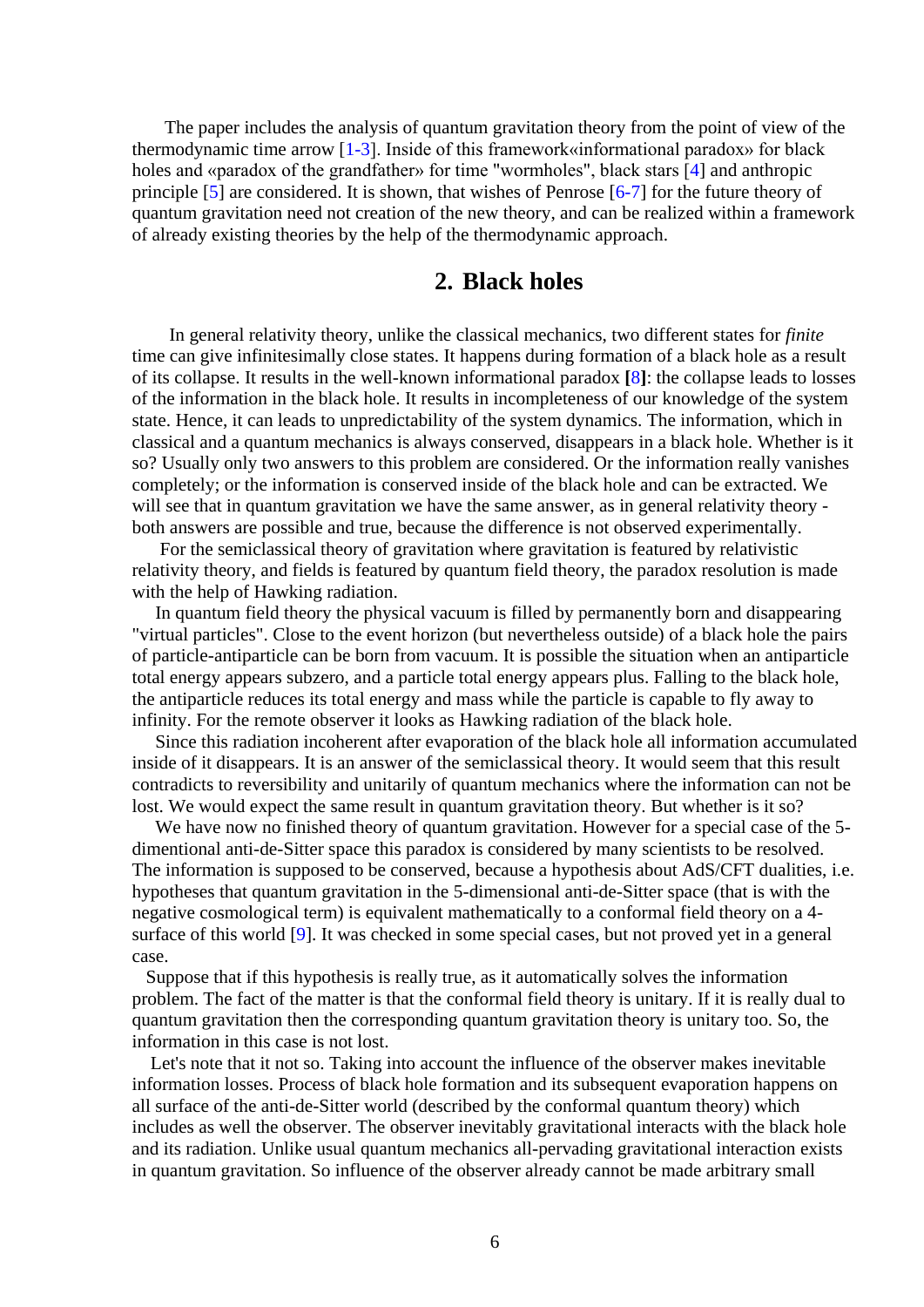The paper includes the analysis of quantum gravitation theory from the point of view of the thermodynamic time arrow [1-3]. Inside of this framework«informational paradox» for black holes and «paradox of the grandfather» for time "wormholes", black stars [4] and anthropic principle [5] are considered. It is shown, that wishes of Penrose [6-7] for the future theory of quantum gravitation need not creation of the new theory, and can be realized within a framework of already existing theories by the help of the thermodynamic approach.

## 2. Black holes

In general relativity theory, unlike the classical mechanics, two different states for *finite* time can give infinitesimally close states. It happens during formation of a black hole as a result of its collapse. It results in the well-known informational paradox **[**8**]**: the collapse leads to losses of the information in the black hole. It results in incompleteness of our knowledge of the system state. Hence, it can leads to unpredictability of the system dynamics. The information, which in classical and a quantum mechanics is always conserved, disappears in a black hole. Whether is it so? Usually only two answers to this problem are considered. Or the information really vanishes completely; or the information is conserved inside of the black hole and can be extracted. We will see that in quantum gravitation we have the same answer, as in general relativity theory - both answers are possible and true, because the difference is not observed experimentally.

For the semiclassical theory of gravitation where gravitation is featured by relativistic relativity theory, and fields is featured by quantum field theory, the paradox resolution is made with the help of Hawking radiation.

In quantum field theory the physical vacuum is filled by permanently born and disappearing "virtual particles". Close to the event horizon (but nevertheless outside) of a black hole the pairs of particle-antiparticle can be born from vacuum. It is possible the situation when an antiparticle total energy appears subzero, and a particle total energy appears plus. Falling to the black hole, the antiparticle reduces its total energy and mass while the particle is capable to fly away to infinity. For the remote observer it looks as Hawking radiation of the black hole.

Since this radiation incoherent after evaporation of the black hole all information accumulated inside of it disappears. It is an answer of the semiclassical theory. It would seem that this result contradicts to reversibility and unitarily of quantum mechanics where the information can not be lost. We would expect the same result in quantum gravitation theory. But whether is it so?

We have now no finished theory of quantum gravitation. However for a special case of the 5-dimentional anti-de-Sitter space this paradox is considered by many scientists to be resolved. The information is supposed to be conserved, because a hypothesis about AdS/CFT dualities, i.e. hypotheses that quantum gravitation in the 5-dimensional anti-de-Sitter space (that is with the negative cosmological term) is equivalent mathematically to a conformal field theory on a 4-surface of this world [9]. It was checked in some special cases, but not proved yet in a general case.

Suppose that if this hypothesis is really true, as it automatically solves the information problem. The fact of the matter is that the conformal field theory is unitary. If it is really dual to quantum gravitation then the corresponding quantum gravitation theory is unitary too. So, the information in this case is not lost.

Let's note that it not so. Taking into account the influence of the observer makes inevitable information losses. Process of black hole formation and its subsequent evaporation happens on all surface of the anti-de-Sitter world (described by the conformal quantum theory) which includes as well the observer. The observer inevitably gravitational interacts with the black hole and its radiation. Unlike usual quantum mechanics all-pervading gravitational interaction exists in quantum gravitation. So influence of the observer already cannot be made arbitrary small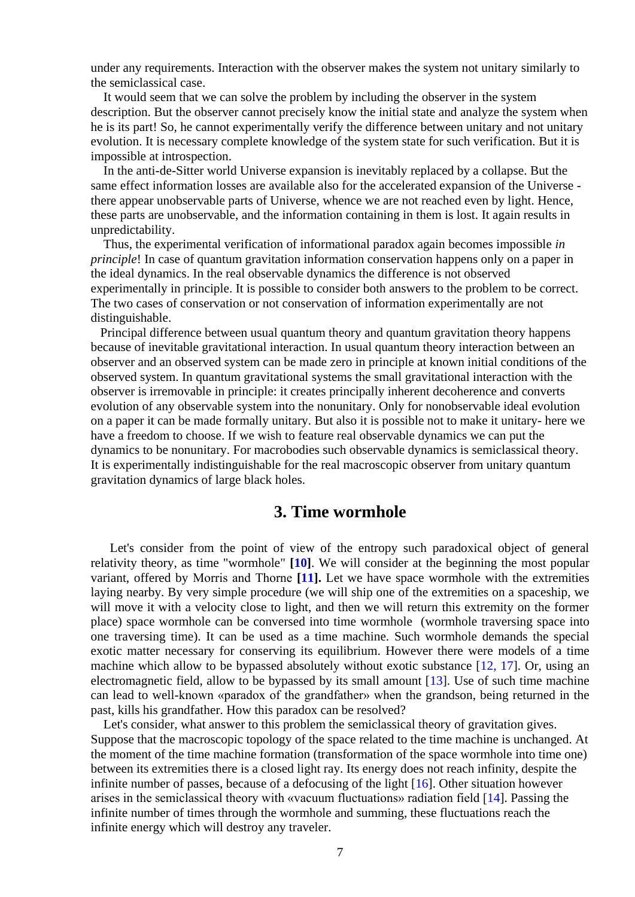under any requirements. Interaction with the observer makes the system not unitary similarly to the semiclassical case.

It would seem that we can solve the problem by including the observer in the system description. But the observer cannot precisely know the initial state and analyze the system when he is its part! So, he cannot experimentally verify the difference between unitary and not unitary evolution. It is necessary complete knowledge of the system state for such verification. But it is impossible at introspection.

In the anti-de-Sitter world Universe expansion is inevitably replaced by a collapse. But the same effect information losses are available also for the accelerated expansion of the Universe - there appear unobservable parts of Universe, whence we are not reached even by light. Hence, these parts are unobservable, and the information containing in them is lost. It again results in unpredictability.

Thus, the experimental verification of informational paradox again becomes impossible *in principle*! In case of quantum gravitation information conservation happens only on a paper in the ideal dynamics. In the real observable dynamics the difference is not observed experimentally in principle. It is possible to consider both answers to the problem to be correct. The two cases of conservation or not conservation of information experimentally are not distinguishable.

Principal difference between usual quantum theory and quantum gravitation theory happens because of inevitable gravitational interaction. In usual quantum theory interaction between an observer and an observed system can be made zero in principle at known initial conditions of the observed system. In quantum gravitational systems the small gravitational interaction with the observer is irremovable in principle: it creates principally inherent decoherence and converts evolution of any observable system into the nonunitary. Only for nonobservable ideal evolution on a paper it can be made formally unitary. But also it is possible not to make it unitary- here we have a freedom to choose. If we wish to feature real observable dynamics we can put the dynamics to be nonunitary. For macrobodies such observable dynamics is semiclassical theory. It is experimentally indistinguishable for the real macroscopic observer from unitary quantum gravitation dynamics of large black holes.

## 3. Time wormhole

Let's consider from the point of view of the entropy such paradoxical object of general relativity theory, as time "wormhole" **[10]**. We will consider at the beginning the most popular variant, offered by Morris and Thorne **[11].** Let we have space wormhole with the extremities laying nearby. By very simple procedure (we will ship one of the extremities on a spaceship, we will move it with a velocity close to light, and then we will return this extremity on the former place) space wormhole can be conversed into time wormhole (wormhole traversing space into one traversing time). It can be used as a time machine. Such wormhole demands the special exotic matter necessary for conserving its equilibrium. However there were models of a time machine which allow to be bypassed absolutely without exotic substance [12, 17]. Or, using an electromagnetic field, allow to be bypassed by its small amount [13]. Use of such time machine can lead to well-known «paradox of the grandfather» when the grandson, being returned in the past, kills his grandfather. How this paradox can be resolved?

Let's consider, what answer to this problem the semiclassical theory of gravitation gives. Suppose that the macroscopic topology of the space related to the time machine is unchanged. At the moment of the time machine formation (transformation of the space wormhole into time one) between its extremities there is a closed light ray. Its energy does not reach infinity, despite the infinite number of passes, because of a defocusing of the light [16]. Other situation however arises in the semiclassical theory with «vacuum fluctuations» radiation field [14]. Passing the infinite number of times through the wormhole and summing, these fluctuations reach the infinite energy which will destroy any traveler.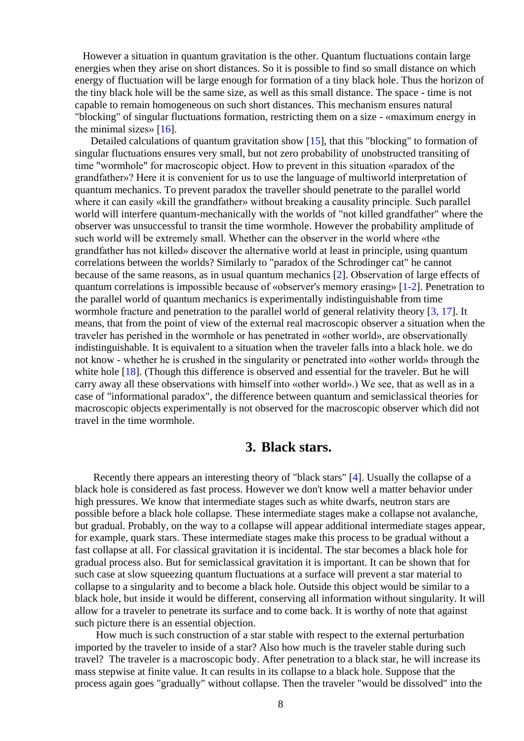However a situation in quantum gravitation is the other. Quantum fluctuations contain large energies when they arise on short distances. So it is possible to find so small distance on which energy of fluctuation will be large enough for formation of a tiny black hole. Thus the horizon of the tiny black hole will be the same size, as well as this small distance. The space - time is not capable to remain homogeneous on such short distances. This mechanism ensures natural "blocking" of singular fluctuations formation, restricting them on a size - «maximum energy in the minimal sizes» [16].

Detailed calculations of quantum gravitation show [15], that this "blocking" to formation of singular fluctuations ensures very small, but not zero probability of unobstructed transiting of time "wormhole" for macroscopic object. How to prevent in this situation «paradox of the grandfather»? Here it is convenient for us to use the language of multiworld interpretation of quantum mechanics. To prevent paradox the traveller should penetrate to the parallel world where it can easily «kill the grandfather» without breaking a causality principle. Such parallel world will interfere quantum-mechanically with the worlds of "not killed grandfather" where the observer was unsuccessful to transit the time wormhole. However the probability amplitude of such world will be extremely small. Whether can the observer in the world where «the grandfather has not killed» discover the alternative world at least in principle, using quantum correlations between the worlds? Similarly to "paradox of the Schrodinger cat" he cannot because of the same reasons, as in usual quantum mechanics [2]. Observation of large effects of quantum correlations is impossible because of «observer's memory erasing» [1-2]. Penetration to the parallel world of quantum mechanics is experimentally indistinguishable from time wormhole fracture and penetration to the parallel world of general relativity theory [3, 17]. It means, that from the point of view of the external real macroscopic observer a situation when the traveler has perished in the wormhole or has penetrated in «other world», are observationally indistinguishable. It is equivalent to a situation when the traveler falls into a black hole. we do not know - whether he is crushed in the singularity or penetrated into «other world» through the white hole [18]. (Though this difference is observed and essential for the traveler. But he will carry away all these observations with himself into «other world».) We see, that as well as in a case of "informational paradox", the difference between quantum and semiclassical theories for macroscopic objects experimentally is not observed for the macroscopic observer which did not travel in the time wormhole.

## 3. Black stars.

Recently there appears an interesting theory of "black stars" [4]. Usually the collapse of a black hole is considered as fast process. However we don't know well a matter behavior under high pressures. We know that intermediate stages such as white dwarfs, neutron stars are possible before a black hole collapse. These intermediate stages make a collapse not avalanche, but gradual. Probably, on the way to a collapse will appear additional intermediate stages appear, for example, quark stars. These intermediate stages make this process to be gradual without a fast collapse at all. For classical gravitation it is incidental. The star becomes a black hole for gradual process also. But for semiclassical gravitation it is important. It can be shown that for such case at slow squeezing quantum fluctuations at a surface will prevent a star material to collapse to a singularity and to become a black hole. Outside this object would be similar to a black hole, but inside it would be different, conserving all information without singularity. It will allow for a traveler to penetrate its surface and to come back. It is worthy of note that against such picture there is an essential objection.

How much is such construction of a star stable with respect to the external perturbation imported by the traveler to inside of a star? Also how much is the traveler stable during such travel? The traveler is a macroscopic body. After penetration to a black star, he will increase its mass stepwise at finite value. It can results in its collapse to a black hole. Suppose that the process again goes "gradually" without collapse. Then the traveler "would be dissolved" into the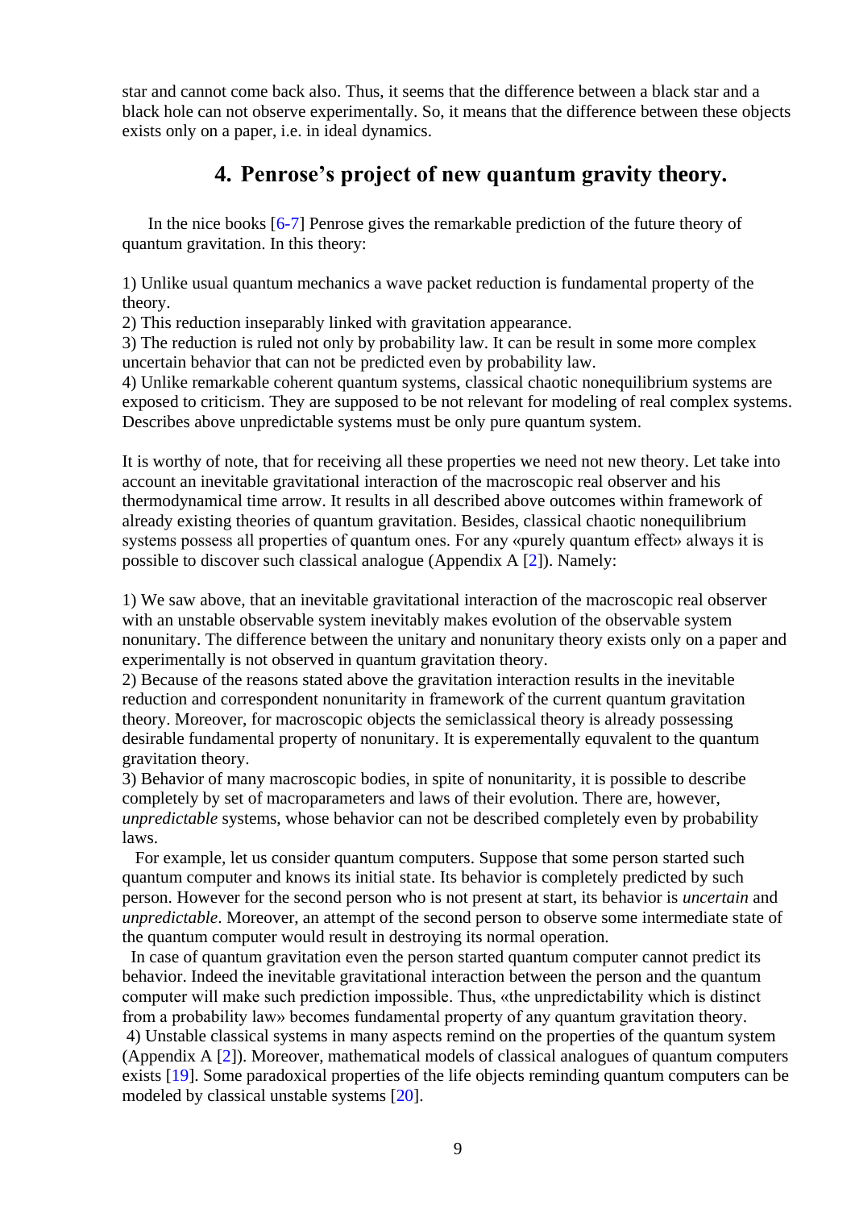star and cannot come back also. Thus, it seems that the difference between a black star and a black hole can not observe experimentally. So, it means that the difference between these objects exists only on a paper, i.e. in ideal dynamics.

## 4. Penrose's project of new quantum gravity theory.

In the nice books [6-7] Penrose gives the remarkable prediction of the future theory of quantum gravitation. In this theory:

1) Unlike usual quantum mechanics a wave packet reduction is fundamental property of the theory.
2) This reduction inseparably linked with gravitation appearance.
3) The reduction is ruled not only by probability law. It can be result in some more complex uncertain behavior that can not be predicted even by probability law.
4) Unlike remarkable coherent quantum systems, classical chaotic nonequilibrium systems are exposed to criticism. They are supposed to be not relevant for modeling of real complex systems. Describes above unpredictable systems must be only pure quantum system.

It is worthy of note, that for receiving all these properties we need not new theory. Let take into account an inevitable gravitational interaction of the macroscopic real observer and his thermodynamical time arrow. It results in all described above outcomes within framework of already existing theories of quantum gravitation. Besides, classical chaotic nonequilibrium systems possess all properties of quantum ones. For any «purely quantum effect» always it is possible to discover such classical analogue (Appendix A [2]). Namely:

1) We saw above, that an inevitable gravitational interaction of the macroscopic real observer with an unstable observable system inevitably makes evolution of the observable system nonunitary. The difference between the unitary and nonunitary theory exists only on a paper and experimentally is not observed in quantum gravitation theory.
2) Because of the reasons stated above the gravitation interaction results in the inevitable reduction and correspondent nonunitarity in framework of the current quantum gravitation theory. Moreover, for macroscopic objects the semiclassical theory is already possessing desirable fundamental property of nonunitarity. It is experementally equvalent to the quantum gravitation theory.
3) Behavior of many macroscopic bodies, in spite of nonunitarity, it is possible to describe completely by set of macroparameters and laws of their evolution. There are, however, *unpredictable* systems, whose behavior can not be described completely even by probability laws.

For example, let us consider quantum computers. Suppose that some person started such quantum computer and knows its initial state. Its behavior is completely predicted by such person. However for the second person who is not present at start, its behavior is *uncertain* and *unpredictable*. Moreover, an attempt of the second person to observe some intermediate state of the quantum computer would result in destroying its normal operation.

In case of quantum gravitation even the person started quantum computer cannot predict its behavior. Indeed the inevitable gravitational interaction between the person and the quantum computer will make such prediction impossible. Thus, «the unpredictability which is distinct from a probability law» becomes fundamental property of any quantum gravitation theory.

4) Unstable classical systems in many aspects remind on the properties of the quantum system (Appendix A [2]). Moreover, mathematical models of classical analogues of quantum computers exists [19]. Some paradoxical properties of the life objects reminding quantum computers can be modeled by classical unstable systems [20].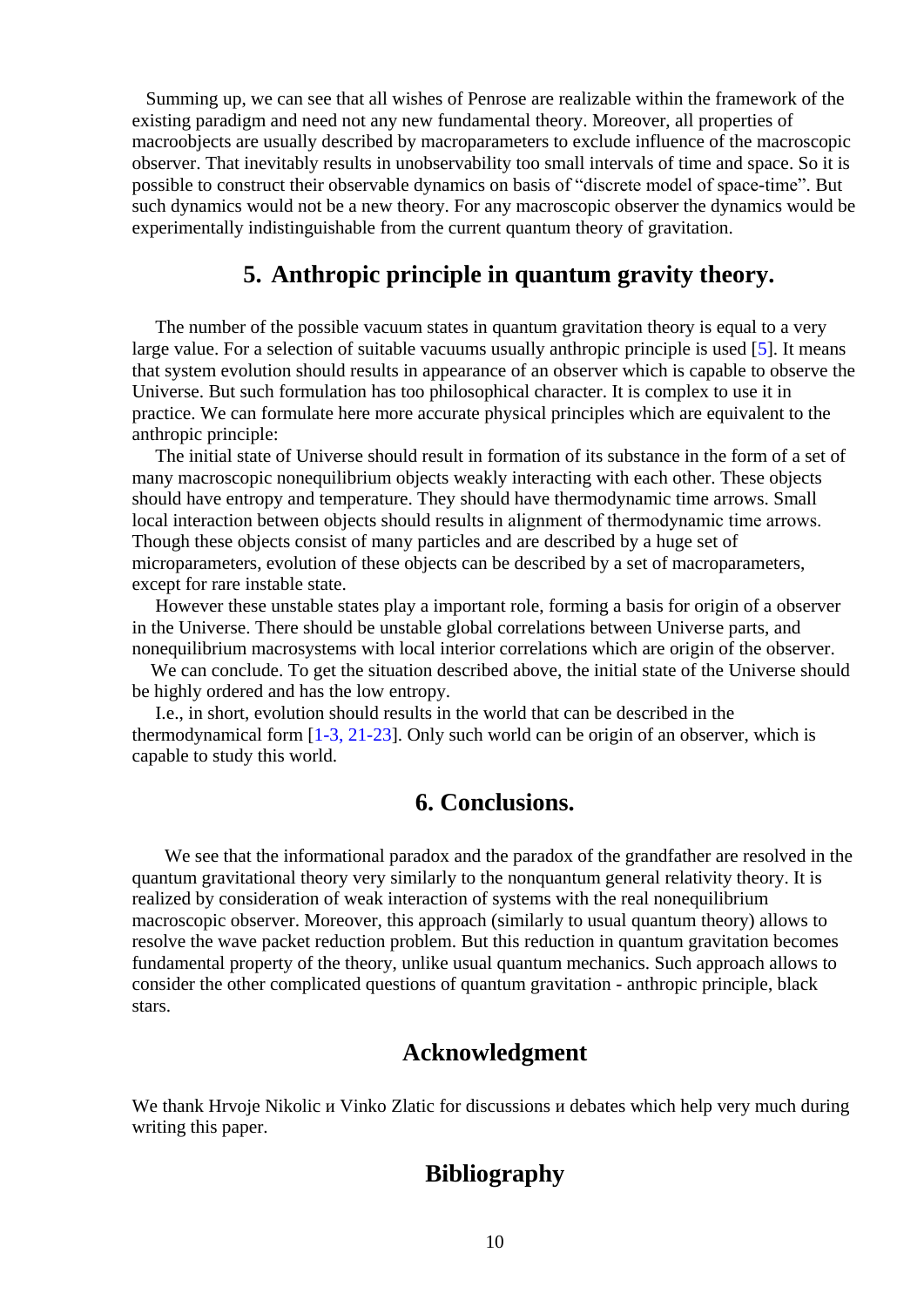Summing up, we can see that all wishes of Penrose are realizable within the framework of the existing paradigm and need not any new fundamental theory. Moreover, all properties of macroobjects are usually described by macroparameters to exclude influence of the macroscopic observer. That inevitably results in unobservability too small intervals of time and space. So it is possible to construct their observable dynamics on basis of "discrete model of space-time". But such dynamics would not be a new theory. For any macroscopic observer the dynamics would be experimentally indistinguishable from the current quantum theory of gravitation.

## 5. Anthropic principle in quantum gravity theory.

The number of the possible vacuum states in quantum gravitation theory is equal to a very large value. For a selection of suitable vacuums usually anthropic principle is used [5]. It means that system evolution should results in appearance of an observer which is capable to observe the Universe. But such formulation has too philosophical character. It is complex to use it in practice. We can formulate here more accurate physical principles which are equivalent to the anthropic principle:

The initial state of Universe should result in formation of its substance in the form of a set of many macroscopic nonequilibrium objects weakly interacting with each other. These objects should have entropy and temperature. They should have thermodynamic time arrows. Small local interaction between objects should results in alignment of thermodynamic time arrows. Though these objects consist of many particles and are described by a huge set of microparameters, evolution of these objects can be described by a set of macroparameters, except for rare instable state.

However these unstable states play a important role, forming a basis for origin of a observer in the Universe. There should be unstable global correlations between Universe parts, and nonequilibrium macrosystems with local interior correlations which are origin of the observer.

We can conclude. To get the situation described above, the initial state of the Universe should be highly ordered and has the low entropy.

I.e., in short, evolution should results in the world that can be described in the thermodynamical form [1-3, 21-23]. Only such world can be origin of an observer, which is capable to study this world.

## 6. Conclusions.

We see that the informational paradox and the paradox of the grandfather are resolved in the quantum gravitational theory very similarly to the nonquantum general relativity theory. It is realized by consideration of weak interaction of systems with the real nonequilibrium macroscopic observer. Moreover, this approach (similarly to usual quantum theory) allows to resolve the wave packet reduction problem. But this reduction in quantum gravitation becomes fundamental property of the theory, unlike usual quantum mechanics. Such approach allows to consider the other complicated questions of quantum gravitation - anthropic principle, black stars.

## Acknowledgment

We thank Hrvoje Nikolic и Vinko Zlatic for discussions и debates which help very much during writing this paper.

## Bibliography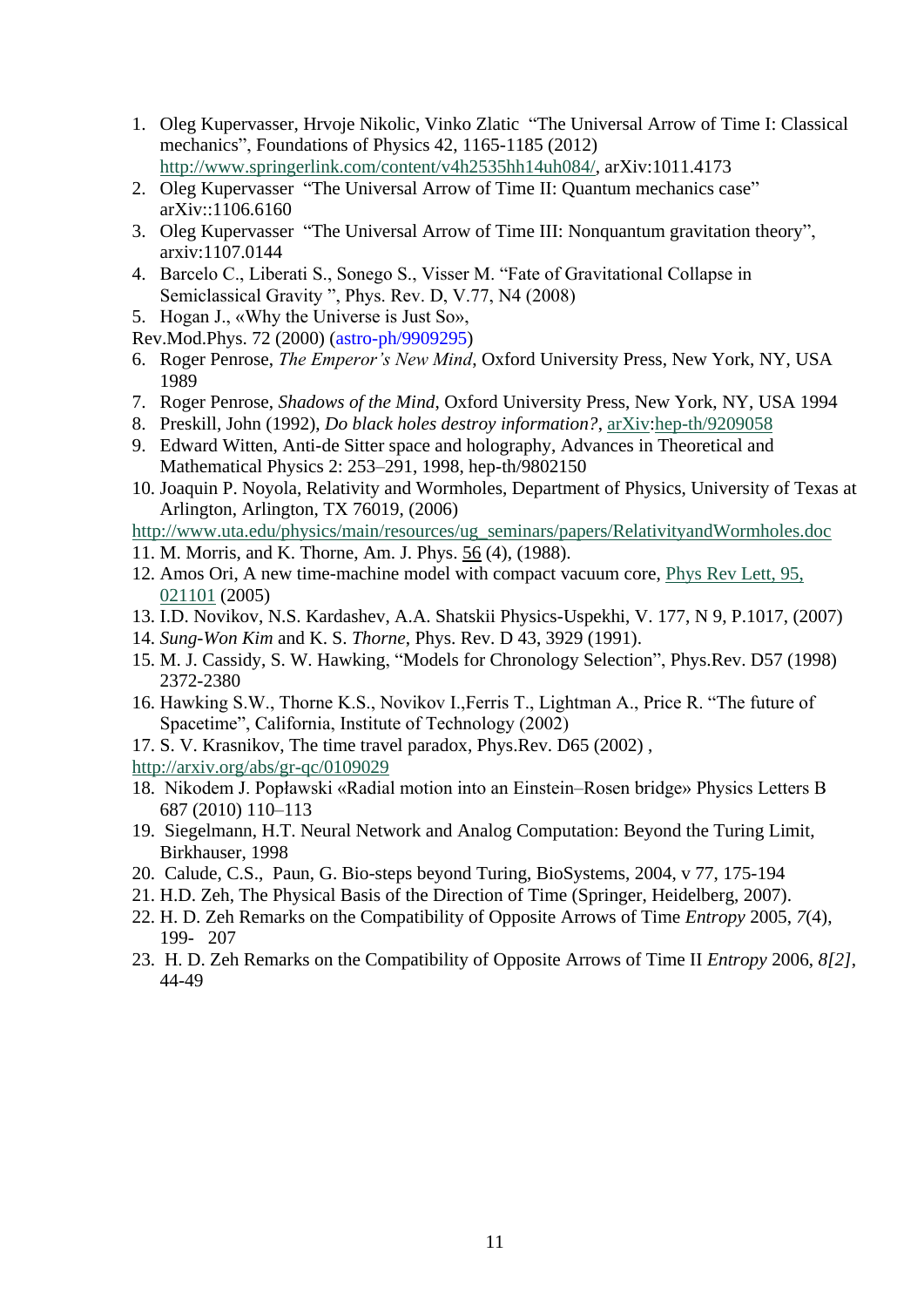1. Oleg Kupervasser, Hrvoje Nikolic, Vinko Zlatic "The Universal Arrow of Time I: Classical mechanics", Foundations of Physics 42, 1165-1185 (2012) http://www.springerlink.com/content/v4h2535hh14uh084/, arXiv:1011.4173
2. Oleg Kupervasser "The Universal Arrow of Time II: Quantum mechanics case" arXiv::1106.6160
3. Oleg Kupervasser "The Universal Arrow of Time III: Nonquantum gravitation theory", arxiv:1107.0144
4. Barcelo C., Liberati S., Sonego S., Visser M. "Fate of Gravitational Collapse in Semiclassical Gravity ", Phys. Rev. D, V.77, N4 (2008)
5. Hogan J., «Why the Universe is Just So»,
Rev.Mod.Phys. 72 (2000) (astro-ph/9909295)
6. Roger Penrose, *The Emperor's New Mind*, Oxford University Press, New York, NY, USA 1989
7. Roger Penrose, *Shadows of the Mind*, Oxford University Press, New York, NY, USA 1994
8. Preskill, John (1992), *Do black holes destroy information?*, arXiv:hep-th/9209058
9. Edward Witten, Anti-de Sitter space and holography, Advances in Theoretical and Mathematical Physics 2: 253–291, 1998, hep-th/9802150
10. Joaquin P. Noyola, Relativity and Wormholes, Department of Physics, University of Texas at Arlington, Arlington, TX 76019, (2006)
http://www.uta.edu/physics/main/resources/ug_seminars/papers/RelativityandWormholes.doc
11. M. Morris, and K. Thorne, Am. J. Phys. 56 (4), (1988).
12. Amos Ori, A new time-machine model with compact vacuum core, Phys Rev Lett, 95, 021101 (2005)
13. I.D. Novikov, N.S. Kardashev, A.A. Shatskii Physics-Uspekhi, V. 177, N 9, P.1017, (2007)
14. *Sung-Won Kim* and K. S. *Thorne*, Phys. Rev. D 43, 3929 (1991).
15. M. J. Cassidy, S. W. Hawking, "Models for Chronology Selection", Phys.Rev. D57 (1998) 2372-2380
16. Hawking S.W., Thorne K.S., Novikov I.,Ferris T., Lightman A., Price R. "The future of Spacetime", California, Institute of Technology (2002)
17. S. V. Krasnikov, The time travel paradox, Phys.Rev. D65 (2002) ,
http://arxiv.org/abs/gr-qc/0109029
18. Nikodem J. Popławski «Radial motion into an Einstein–Rosen bridge» Physics Letters B 687 (2010) 110–113
19. Siegelmann, H.T. Neural Network and Analog Computation: Beyond the Turing Limit, Birkhauser, 1998
20. Calude, C.S., Paun, G. Bio-steps beyond Turing, BioSystems, 2004, v 77, 175-194
21. H.D. Zeh, The Physical Basis of the Direction of Time (Springer, Heidelberg, 2007).
22. H. D. Zeh Remarks on the Compatibility of Opposite Arrows of Time *Entropy* 2005, *7*(4), 199- 207
23. H. D. Zeh Remarks on the Compatibility of Opposite Arrows of Time II *Entropy* 2006, *8[2]*, 44-49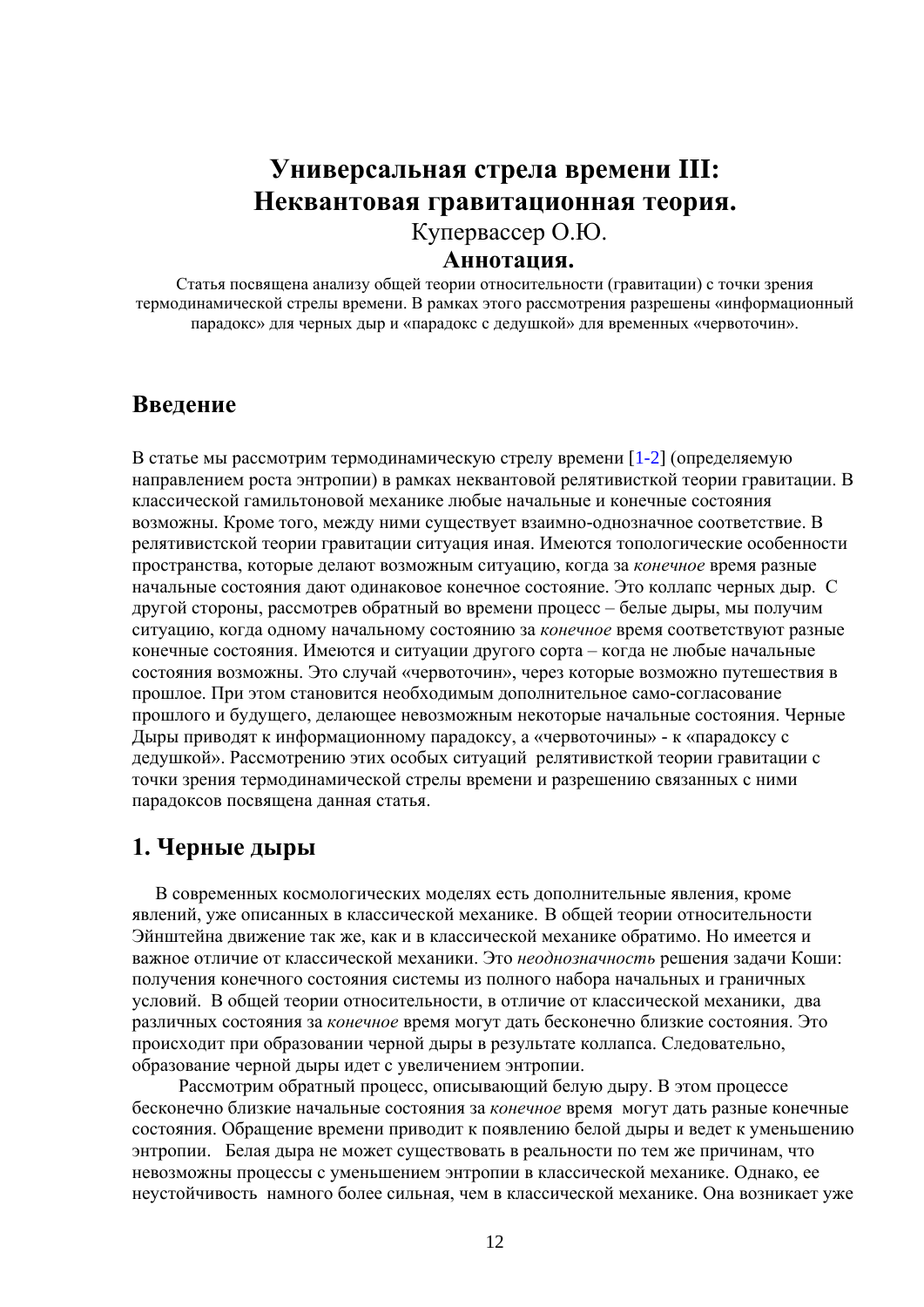# Универсальная стрела времени III: Неквантовая гравитационная теория.

Купервассер О.Ю.

**Аннотация.**

Статья посвящена анализу общей теории относительности (гравитации) с точки зрения термодинамической стрелы времени. В рамках этого рассмотрения разрешены «информационный парадокс» для черных дыр и «парадокс с дедушкой» для временных «червоточин».

## Введение

В статье мы рассмотрим термодинамическую стрелу времени [1-2] (определяемую направлением роста энтропии) в рамках неквантовой релятивисткой теории гравитации. В классической гамильтоновой механике любые начальные и конечные состояния возможны. Кроме того, между ними существует взаимно-однозначное соответствие. В релятивистской теории гравитации ситуация иная. Имеются топологические особенности пространства, которые делают возможным ситуацию, когда за *конечное* время разные начальные состояния дают одинаковое конечное состояние. Это коллапс черных дыр. С другой стороны, рассмотрев обратный во времени процесс – белые дыры, мы получим ситуацию, когда одному начальному состоянию за *конечное* время соответствуют разные конечные состояния. Имеются и ситуации другого сорта – когда не любые начальные состояния возможны. Это случай «червоточин», через которые возможно путешествия в прошлое. При этом становится необходимым дополнительное само-согласование прошлого и будущего, делающее невозможным некоторые начальные состояния. Черные Дыры приводят к информационному парадоксу, а «червоточины» - к «парадоксу с дедушкой». Рассмотрению этих особых ситуаций релятивисткой теории гравитации с точки зрения термодинамической стрелы времени и разрешению связанных с ними парадоксов посвящена данная статья.

## 1. Черные дыры

В современных космологических моделях есть дополнительные явления, кроме явлений, уже описанных в классической механике. В общей теории относительности Эйнштейна движение так же, как и в классической механике обратимо. Но имеется и важное отличие от классической механики. Это *неоднозначность* решения задачи Коши: получения конечного состояния системы из полного набора начальных и граничных условий. В общей теории относительности, в отличие от классической механики, два различных состояния за *конечное* время могут дать бесконечно близкие состояния. Это происходит при образовании черной дыры в результате коллапса. Следовательно, образование черной дыры идет с увеличением энтропии.

Рассмотрим обратный процесс, описывающий белую дыру. В этом процессе бесконечно близкие начальные состояния за *конечное* время могут дать разные конечные состояния. Обращение времени приводит к появлению белой дыры и ведет к уменьшению энтропии. Белая дыра не может существовать в реальности по тем же причинам, что невозможны процессы с уменьшением энтропии в классической механике. Однако, ее неустойчивость намного более сильная, чем в классической механике. Она возникает уже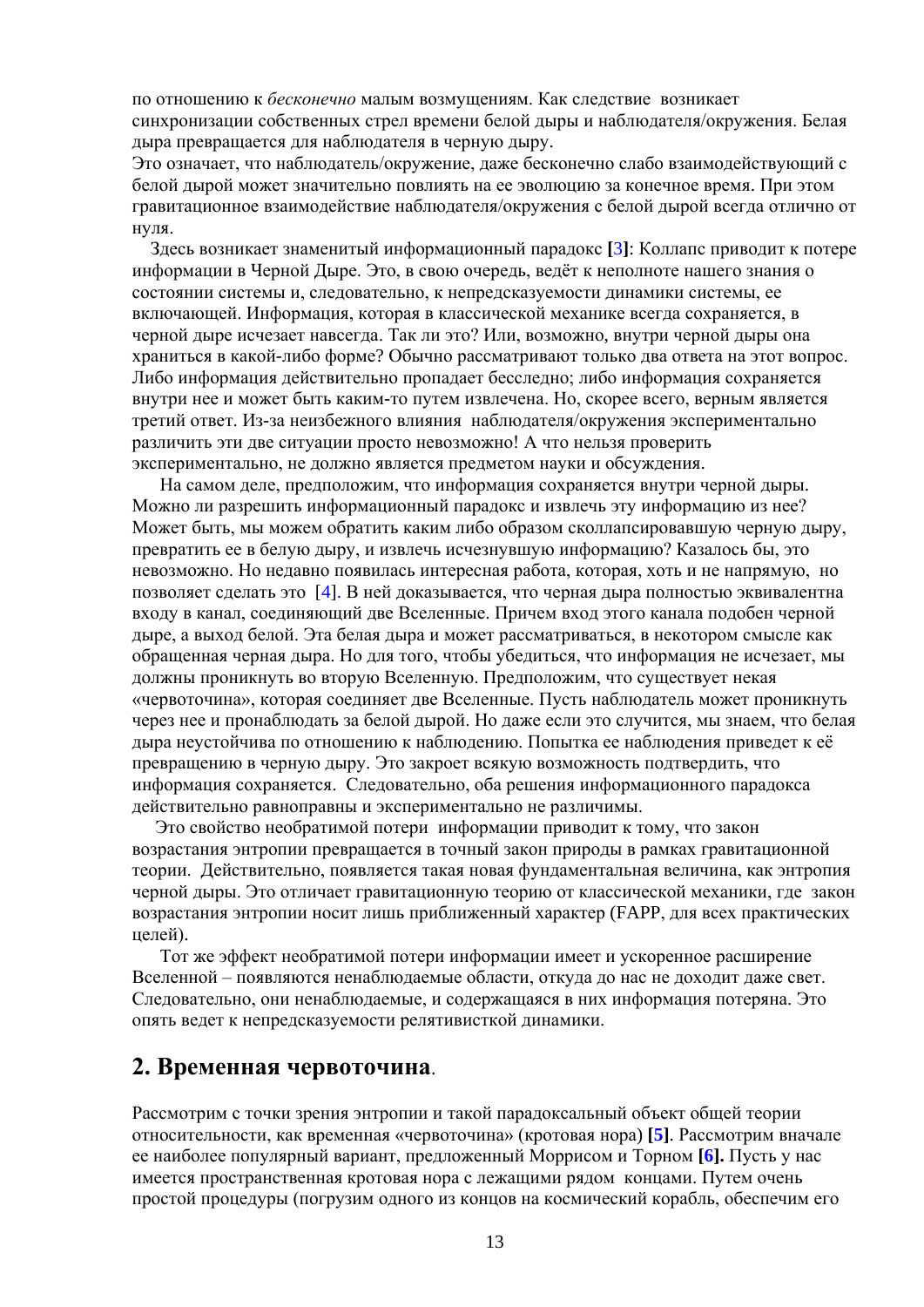по отношению к *бесконечно* малым возмущениям. Как следствие возникает синхронизации собственных стрел времени белой дыры и наблюдателя/окружения. Белая дыра превращается для наблюдателя в черную дыру.
Это означает, что наблюдатель/окружение, даже бесконечно слабо взаимодействующий с белой дырой может значительно повлиять на ее эволюцию за конечное время. При этом гравитационное взаимодействие наблюдателя/окружения с белой дырой всегда отлично от нуля.

Здесь возникает знаменитый информационный парадокс **[**3**]**: Коллапс приводит к потере информации в Черной Дыре. Это, в свою очередь, ведёт к неполноте нашего знания о состоянии системы и, следовательно, к непредсказуемости динамики системы, ее включающей. Информация, которая в классической механике всегда сохраняется, в черной дыре исчезает навсегда. Так ли это? Или, возможно, внутри черной дыры она храниться в какой-либо форме? Обычно рассматривают только два ответа на этот вопрос. Либо информация действительно пропадает бесследно; либо информация сохраняется внутри нее и может быть каким-то путем извлечена. Но, скорее всего, верным является третий ответ. Из-за неизбежного влияния наблюдателя/окружения экспериментально различить эти две ситуации просто невозможно! А что нельзя проверить экспериментально, не должно является предметом науки и обсуждения.

На самом деле, предположим, что информация сохраняется внутри черной дыры. Можно ли разрешить информационный парадокс и извлечь эту информацию из нее? Может быть, мы можем обратить каким либо образом сколлапсировавшую черную дыру, превратить ее в белую дыру, и извлечь исчезнувшую информацию? Казалось бы, это невозможно. Но недавно появилась интересная работа, которая, хоть и не напрямую, но позволяет сделать это [4]. В ней доказывается, что черная дыра полностью эквивалентна входу в канал, соединяющий две Вселенные. Причем вход этого канала подобен черной дыре, а выход белой. Эта белая дыра и может рассматриваться, в некотором смысле как обращенная черная дыра. Но для того, чтобы убедиться, что информация не исчезает, мы должны проникнуть во вторую Вселенную. Предположим, что существует некая «червоточина», которая соединяет две Вселенные. Пусть наблюдатель может проникнуть через нее и пронаблюдать за белой дырой. Но даже если это случится, мы знаем, что белая дыра неустойчива по отношению к наблюдению. Попытка ее наблюдения приведет к её превращению в черную дыру. Это закроет всякую возможность подтвердить, что информация сохраняется. Следовательно, оба решения информационного парадокса действительно равноправны и экспериментально не различимы.

Это свойство необратимой потери информации приводит к тому, что закон возрастания энтропии превращается в точный закон природы в рамках гравитационной теории. Действительно, появляется такая новая фундаментальная величина, как энтропия черной дыры. Это отличает гравитационную теорию от классической механики, где закон возрастания энтропии носит лишь приближенный характер (FAPP, для всех практических целей).

Тот же эффект необратимой потери информации имеет и ускоренное расширение Вселенной – появляются ненаблюдаемые области, откуда до нас не доходит даже свет. Следовательно, они ненаблюдаемые, и содержащаяся в них информация потеряна. Это опять ведет к непредсказуемости релятивисткой динамики.

## 2. Временная червоточина.

Рассмотрим с точки зрения энтропии и такой парадоксальный объект общей теории относительности, как временная «червоточина» (кротовая нора) **[5]**. Рассмотрим вначале ее наиболее популярный вариант, предложенный Моррисом и Торном **[6].** Пусть у нас имеется пространственная кротовая нора с лежащими рядом концами. Путем очень простой процедуры (погрузим одного из концов на космический корабль, обеспечим его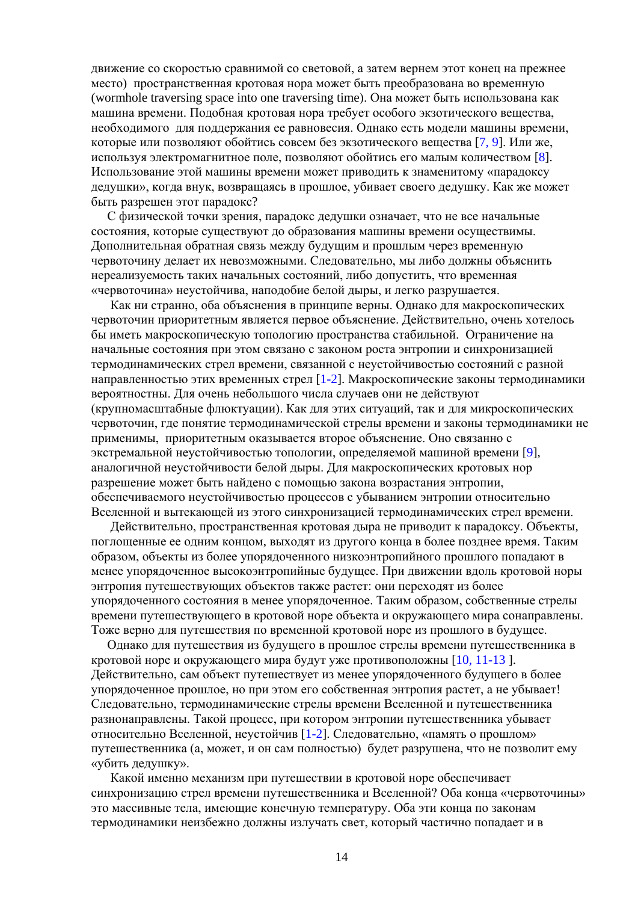движение со скоростью сравнимой со световой, а затем вернем этот конец на прежнее место) пространственная кротовая нора может быть преобразована во временную (wormhole traversing space into one traversing time). Она может быть использована как машина времени. Подобная кротовая нора требует особого экзотического вещества, необходимого для поддержания ее равновесия. Однако есть модели машины времени, которые или позволяют обойтись совсем без экзотического вещества [7, 9]. Или же, используя электромагнитное поле, позволяют обойтись его малым количеством [8]. Использование этой машины времени может приводить к знаменитому «парадоксу дедушки», когда внук, возвращаясь в прошлое, убивает своего дедушку. Как же может быть разрешен этот парадокс?

С физической точки зрения, парадокс дедушки означает, что не все начальные состояния, которые существуют до образования машины времени осуществимы. Дополнительная обратная связь между будущим и прошлым через временную червоточину делает их невозможными. Следовательно, мы либо должны объяснить нереализуемость таких начальных состояний, либо допустить, что временная «червоточина» неустойчива, наподобие белой дыры, и легко разрушается.

Как ни странно, оба объяснения в принципе верны. Однако для макроскопических червоточин приоритетным является первое объяснение. Действительно, очень хотелось бы иметь макроскопическую топологию пространства стабильной. Ограничение на начальные состояния при этом связано с законом роста энтропии и синхронизацией термодинамических стрел времени, связанной с неустойчивостью состояний с разной направленностью этих временных стрел [1-2]. Макроскопические законы термодинамики вероятностны. Для очень небольшого числа случаев они не действуют (крупномасштабные флюктуации). Как для этих ситуаций, так и для микроскопических червоточин, где понятие термодинамической стрелы времени и законы термодинамики не применимы, приоритетным оказывается второе объяснение. Оно связанно с экстремальной неустойчивостью топологии, определяемой машиной времени [9], аналогичной неустойчивости белой дыры. Для макроскопических кротовых нор разрешение может быть найдено с помощью закона возрастания энтропии, обеспечиваемого неустойчивостью процессов с убыванием энтропии относительно Вселенной и вытекающей из этого синхронизацией термодинамических стрел времени.

Действительно, пространственная кротовая дыра не приводит к парадоксу. Объекты, поглощенные ее одним концом, выходят из другого конца в более позднее время. Таким образом, объекты из более упорядоченного низкоэнтропийного прошлого попадают в менее упорядоченное высокоэнтропийные будущее. При движении вдоль кротовой норы энтропия путешествующих объектов также растет: они переходят из более упорядоченного состояния в менее упорядоченное. Таким образом, собственные стрелы времени путешествующего в кротовой норе объекта и окружающего мира сонаправлены. Тоже верно для путешествия по временной кротовой норе из прошлого в будущее.

Однако для путешествия из будущего в прошлое стрелы времени путешественника в кротовой норе и окружающего мира будут уже противоположны [10, 11-13 ]. Действительно, сам объект путешествует из менее упорядоченного будущего в более упорядоченное прошлое, но при этом его собственная энтропия растет, а не убывает! Следовательно, термодинамические стрелы времени Вселенной и путешественника разнонаправлены. Такой процесс, при котором энтропии путешественника убывает относительно Вселенной, неустойчив [1-2]. Следовательно, «память о прошлом» путешественника (а, может, и он сам полностью) будет разрушена, что не позволит ему «убить дедушку».

Какой именно механизм при путешествии в кротовой норе обеспечивает синхронизацию стрел времени путешественника и Вселенной? Оба конца «червоточины» это массивные тела, имеющие конечную температуру. Оба эти конца по законам термодинамики неизбежно должны излучать свет, который частично попадает и в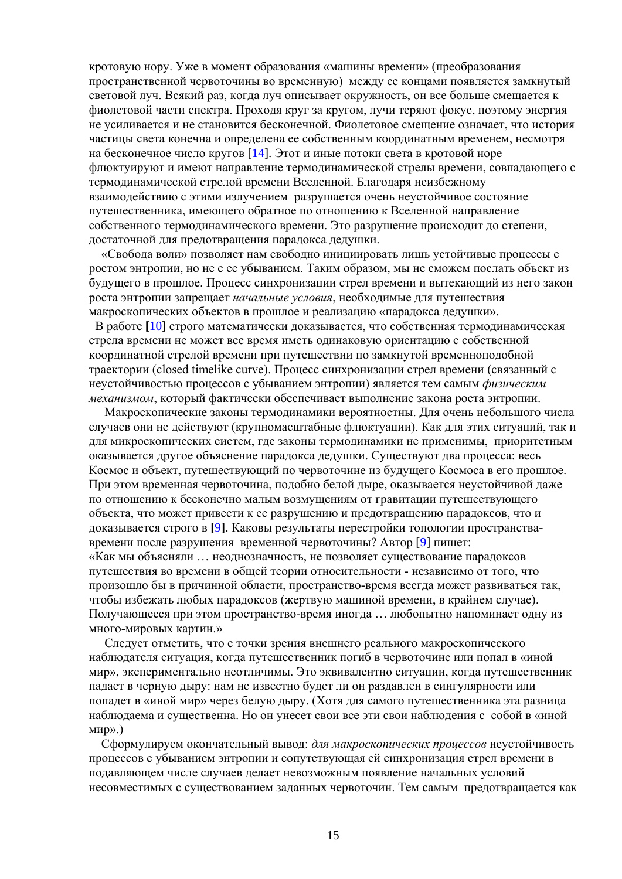кротовую нору. Уже в момент образования «машины времени» (преобразования пространственной червоточины во временную) между ее концами появляется замкнутый световой луч. Всякий раз, когда луч описывает окружность, он все больше смещается к фиолетовой части спектра. Проходя круг за кругом, лучи теряют фокус, поэтому энергия не усиливается и не становится бесконечной. Фиолетовое смещение означает, что история частицы света конечна и определена ее собственным координатным временем, несмотря на бесконечное число кругов [14]. Этот и иные потоки света в кротовой норе флюктуируют и имеют направление термодинамической стрелы времени, совпадающего с термодинамической стрелой времени Вселенной. Благодаря неизбежному взаимодействию с этими излучением разрушается очень неустойчивое состояние путешественника, имеющего обратное по отношению к Вселенной направление собственного термодинамического времени. Это разрушение происходит до степени, достаточной для предотвращения парадокса дедушки.

«Свобода воли» позволяет нам свободно инициировать лишь устойчивые процессы с ростом энтропии, но не с ее убыванием. Таким образом, мы не сможем послать объект из будущего в прошлое. Процесс синхронизации стрел времени и вытекающий из него закон роста энтропии запрещает *начальные условия*, необходимые для путешествия макроскопических объектов в прошлое и реализацию «парадокса дедушки».

В работе **[**10**]** строго математически доказывается, что собственная термодинамическая стрела времени не может все время иметь одинаковую ориентацию с собственной координатной стрелой времени при путешествии по замкнутой временноподобной траектории (closed timelike curve). Процесс синхронизации стрел времени (связанный с неустойчивостью процессов с убыванием энтропии) является тем самым *физическим механизмом*, который фактически обеспечивает выполнение закона роста энтропии.

Макроскопические законы термодинамики вероятностны. Для очень небольшого числа случаев они не действуют (крупномасштабные флюктуации). Как для этих ситуаций, так и для микроскопических систем, где законы термодинамики не применимы, приоритетным оказывается другое объяснение парадокса дедушки. Существуют два процесса: весь Космос и объект, путешествующий по червоточине из будущего Космоса в его прошлое. При этом временная червоточина, подобно белой дыре, оказывается неустойчивой даже по отношению к бесконечно малым возмущениям от гравитации путешествующего объекта, что может привести к ее разрушению и предотвращению парадоксов, что и доказывается строго в **[**9**]**. Каковы результаты перестройки топологии пространства-времени после разрушения временной червоточины? Автор [9] пишет:

«Как мы объясняли … неоднозначность, не позволяет существование парадоксов путешествия во времени в общей теории относительности - независимо от того, что произошло бы в причинной области, пространство-время всегда может развиваться так, чтобы избежать любых парадоксов (жертвую машиной времени, в крайнем случае). Получающееся при этом пространство-время иногда … любопытно напоминает одну из много-мировых картин.»

Следует отметить, что с точки зрения внешнего реального макроскопического наблюдателя ситуация, когда путешественник погиб в червоточине или попал в «иной мир», экспериментально неотличимы. Это эквивалентно ситуации, когда путешественник падает в черную дыру: нам не известно будет ли он раздавлен в сингулярности или попадет в «иной мир» через белую дыру. (Хотя для самого путешественника эта разница наблюдаема и существенна. Но он унесет свои все эти свои наблюдения с собой в «иной мир».)

Сформулируем окончательный вывод: *для макроскопических процессов* неустойчивость процессов с убыванием энтропии и сопутствующая ей синхронизация стрел времени в подавляющем числе случаев делает невозможным появление начальных условий несовместимых с существованием заданных червоточин. Тем самым предотвращается как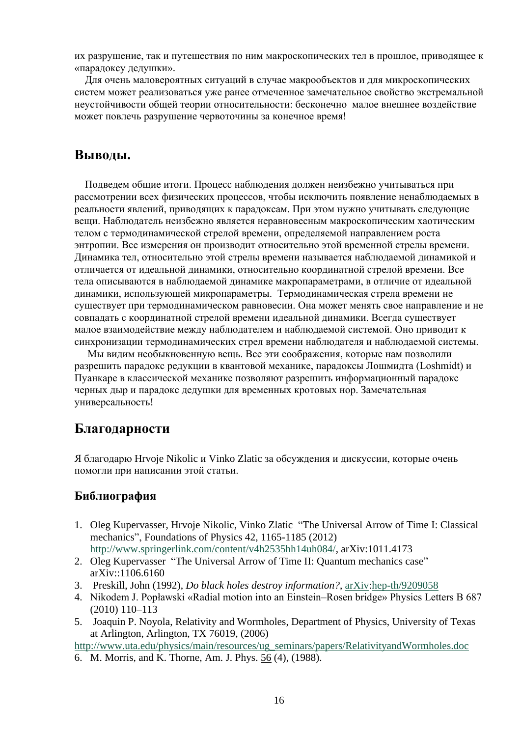их разрушение, так и путешествия по ним макроскопических тел в прошлое, приводящее к «парадоксу дедушки».

Для очень маловероятных ситуаций в случае макрообъектов и для микроскопических систем может реализоваться уже ранее отмеченное замечательное свойство экстремальной неустойчивости общей теории относительности: бесконечно малое внешнее воздействие может повлечь разрушение червоточины за конечное время!

## Выводы.

Подведем общие итоги. Процесс наблюдения должен неизбежно учитываться при рассмотрении всех физических процессов, чтобы исключить появление ненаблюдаемых в реальности явлений, приводящих к парадоксам. При этом нужно учитывать следующие вещи. Наблюдатель неизбежно является неравновесным макроскопическим хаотическим телом с термодинамической стрелой времени, определяемой направлением роста энтропии. Все измерения он производит относительно этой временной стрелы времени. Динамика тел, относительно этой стрелы времени называется наблюдаемой динамикой и отличается от идеальной динамики, относительно координатной стрелой времени. Все тела описываются в наблюдаемой динамике макропараметрами, в отличие от идеальной динамики, использующей микропараметры. Термодинамическая стрела времени не существует при термодинамическом равновесии. Она может менять свое направление и не совпадать с координатной стрелой времени идеальной динамики. Всегда существует малое взаимодействие между наблюдателем и наблюдаемой системой. Оно приводит к синхронизации термодинамических стрел времени наблюдателя и наблюдаемой системы.

Мы видим необыкновенную вещь. Все эти соображения, которые нам позволили разрешить парадокс редукции в квантовой механике, парадоксы Лошмидта (Loshmidt) и Пуанкаре в классической механике позволяют разрешить информационный парадокс черных дыр и парадокс дедушки для временных кротовых нор. Замечательная универсальность!

## Благодарности

Я благодарю Hrvoje Nikolic и Vinko Zlatic за обсуждения и дискуссии, которые очень помогли при написании этой статьи.

### Библиография

1. Oleg Kupervasser, Hrvoje Nikolic, Vinko Zlatic "The Universal Arrow of Time I: Classical mechanics", Foundations of Physics 42, 1165-1185 (2012) http://www.springerlink.com/content/v4h2535hh14uh084/, arXiv:1011.4173
2. Oleg Kupervasser "The Universal Arrow of Time II: Quantum mechanics case" arXiv::1106.6160
3. Preskill, John (1992), *Do black holes destroy information?*, arXiv:hep-th/9209058
4. Nikodem J. Popławski «Radial motion into an Einstein–Rosen bridge» Physics Letters B 687 (2010) 110–113
5. Joaquin P. Noyola, Relativity and Wormholes, Department of Physics, University of Texas at Arlington, Arlington, TX 76019, (2006) http://www.uta.edu/physics/main/resources/ug_seminars/papers/RelativityandWormholes.doc
6. M. Morris, and K. Thorne, Am. J. Phys. 56 (4), (1988).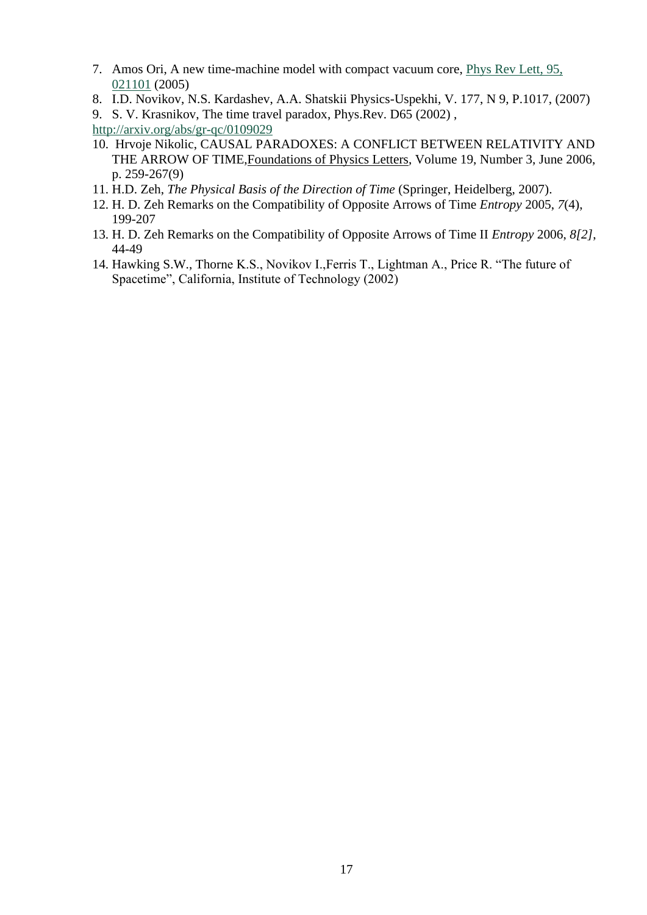7. Amos Ori, A new time-machine model with compact vacuum core, Phys Rev Lett, 95, 021101 (2005)
8. I.D. Novikov, N.S. Kardashev, A.A. Shatskii Physics-Uspekhi, V. 177, N 9, P.1017, (2007)
9. S. V. Krasnikov, The time travel paradox, Phys.Rev. D65 (2002) , http://arxiv.org/abs/gr-qc/0109029
10. Hrvoje Nikolic, CAUSAL PARADOXES: A CONFLICT BETWEEN RELATIVITY AND THE ARROW OF TIME,Foundations of Physics Letters, Volume 19, Number 3, June 2006, p. 259-267(9)
11. H.D. Zeh, *The Physical Basis of the Direction of Time* (Springer, Heidelberg, 2007).
12. H. D. Zeh Remarks on the Compatibility of Opposite Arrows of Time *Entropy* 2005, *7*(4), 199-207
13. H. D. Zeh Remarks on the Compatibility of Opposite Arrows of Time II *Entropy* 2006, *8[2]*, 44-49
14. Hawking S.W., Thorne K.S., Novikov I.,Ferris T., Lightman A., Price R. "The future of Spacetime", California, Institute of Technology (2002)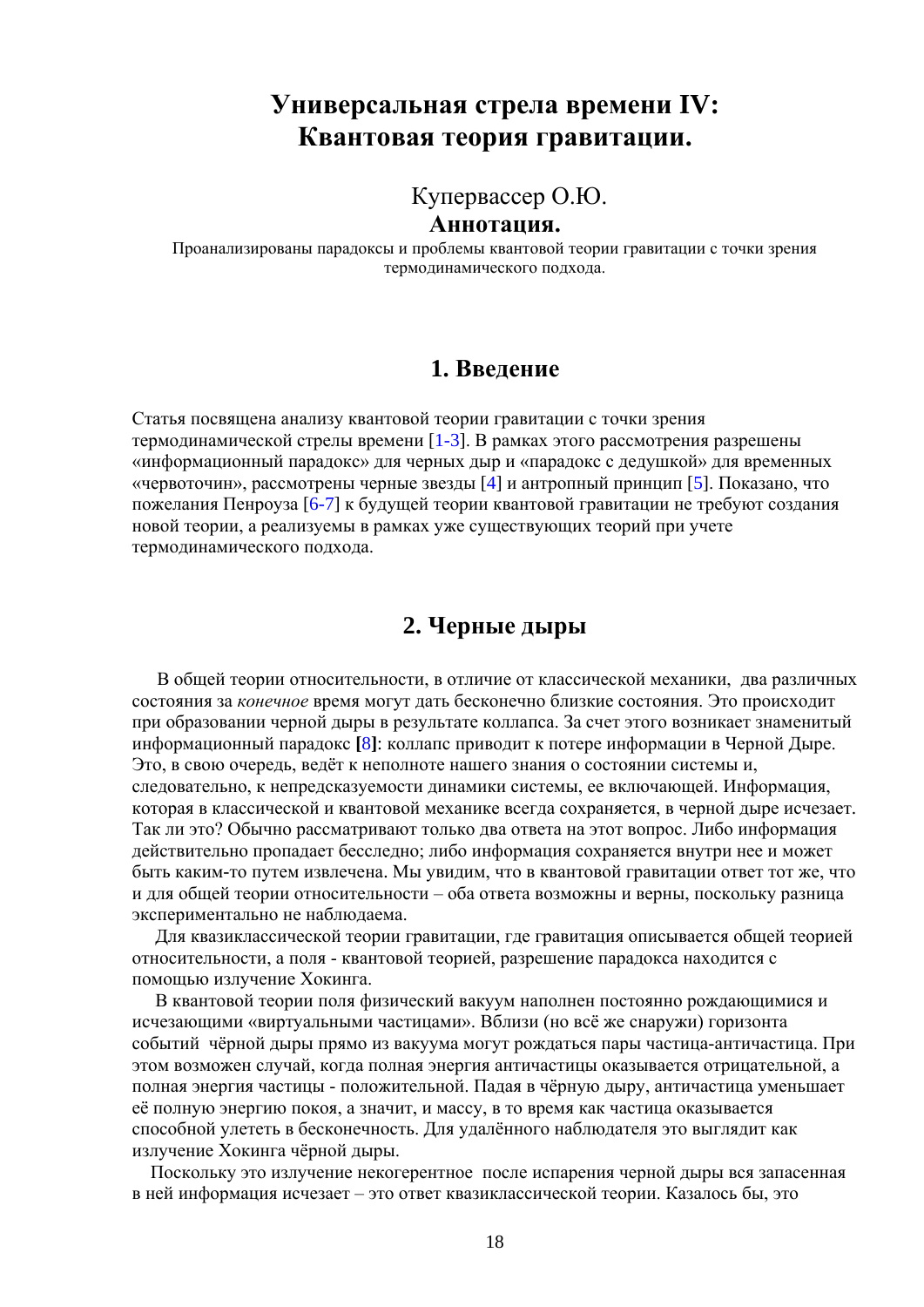# Универсальная стрела времени IV: Квантовая теория гравитации.

Купервассер О.Ю.

**Аннотация.**

Проанализированы парадоксы и проблемы квантовой теории гравитации с точки зрения термодинамического подхода.

## 1. Введение

Статья посвящена анализу квантовой теории гравитации с точки зрения термодинамической стрелы времени [1-3]. В рамках этого рассмотрения разрешены «информационный парадокс» для черных дыр и «парадокс с дедушкой» для временных «червоточин», рассмотрены черные звезды [4] и антропный принцип [5]. Показано, что пожелания Пенроуза [6-7] к будущей теории квантовой гравитации не требуют создания новой теории, а реализуемы в рамках уже существующих теорий при учете термодинамического подхода.

## 2. Черные дыры

В общей теории относительности, в отличие от классической механики, два различных состояния за *конечное* время могут дать бесконечно близкие состояния. Это происходит при образовании черной дыры в результате коллапса. За счет этого возникает знаменитый информационный парадокс **[**8**]**: коллапс приводит к потере информации в Черной Дыре. Это, в свою очередь, ведёт к неполноте нашего знания о состоянии системы и, следовательно, к непредсказуемости динамики системы, ее включающей. Информация, которая в классической и квантовой механике всегда сохраняется, в черной дыре исчезает. Так ли это? Обычно рассматривают только два ответа на этот вопрос. Либо информация действительно пропадает бесследно; либо информация сохраняется внутри нее и может быть каким-то путем извлечена. Мы увидим, что в квантовой гравитации ответ тот же, что и для общей теории относительности – оба ответа возможны и верны, поскольку разница экспериментально не наблюдаема.

Для квазиклассической теории гравитации, где гравитация описывается общей теорией относительности, а поля - квантовой теорией, разрешение парадокса находится с помощью излучение Хокинга.

В квантовой теории поля физический вакуум наполнен постоянно рождающимися и исчезающими «виртуальными частицами». Вблизи (но всё же снаружи) горизонта событий чёрной дыры прямо из вакуума могут рождаться пары частица-античастица. При этом возможен случай, когда полная энергия античастицы оказывается отрицательной, а полная энергия частицы - положительной. Падая в чёрную дыру, античастица уменьшает её полную энергию покоя, а значит, и массу, в то время как частица оказывается способной улететь в бесконечность. Для удалённого наблюдателя это выглядит как излучение Хокинга чёрной дыры.

Поскольку это излучение некогерентное после испарения черной дыры вся запасенная в ней информация исчезает – это ответ квазиклассической теории. Казалось бы, это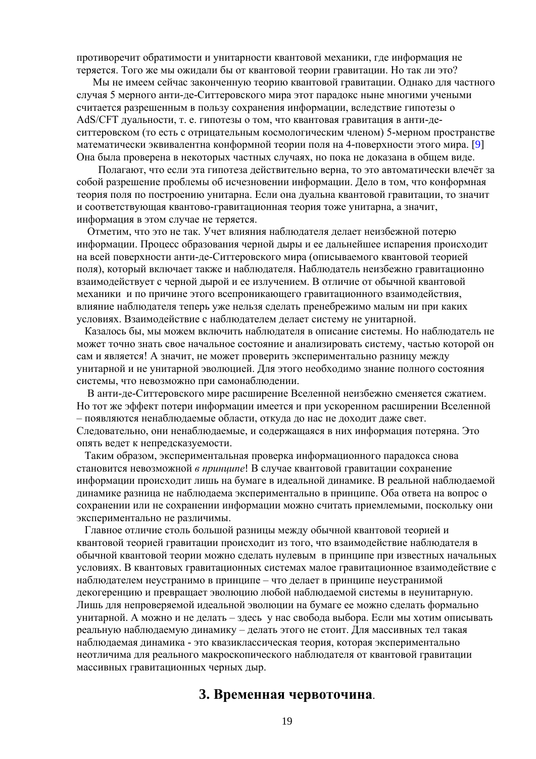противоречит обратимости и унитарности квантовой механики, где информация не теряется. Того же мы ожидали бы от квантовой теории гравитации. Но так ли это?

Мы не имеем сейчас законченную теорию квантовой гравитации. Однако для частного случая 5 мерного анти-де-Ситтеровского мира этот парадокс ныне многими учеными считается разрешенным в пользу сохранения информации, вследствие гипотезы о AdS/CFT дуальности, т. е. гипотезы о том, что квантовая гравитация в анти-де-ситтеровском (то есть с отрицательным космологическим членом) 5-мерном пространстве математически эквивалентна конформной теории поля на 4-поверхности этого мира. [9] Она была проверена в некоторых частных случаях, но пока не доказана в общем виде.

Полагают, что если эта гипотеза действительно верна, то это автоматически влечёт за собой разрешение проблемы об исчезновении информации. Дело в том, что конформная теория поля по построению унитарна. Если она дуальна квантовой гравитации, то значит и соответствующая квантово-гравитационная теория тоже унитарна, а значит, информация в этом случае не теряется.

Отметим, что это не так. Учет влияния наблюдателя делает неизбежной потерю информации. Процесс образования черной дыры и ее дальнейшее испарения происходит на всей поверхности анти-де-Ситтеровского мира (описываемого квантовой теорией поля), который включает также и наблюдателя. Наблюдатель неизбежно гравитационно взаимодействует с черной дырой и ее излучением. В отличие от обычной квантовой механики и по причине этого всепроникающего гравитационного взаимодействия, влияние наблюдателя теперь уже нельзя сделать пренебрежимо малым ни при каких условиях. Взаимодействие с наблюдателем делает систему не унитарной.

Казалось бы, мы можем включить наблюдателя в описание системы. Но наблюдатель не может точно знать свое начальное состояние и анализировать систему, частью которой он сам и является! А значит, не может проверить экспериментально разницу между унитарной и не унитарной эволюцией. Для этого необходимо знание полного состояния системы, что невозможно при самонаблюдении.

В анти-де-Ситтеровского мире расширение Вселенной неизбежно сменяется сжатием. Но тот же эффект потери информации имеется и при ускоренном расширении Вселенной – появляются ненаблюдаемые области, откуда до нас не доходит даже свет. Следовательно, они ненаблюдаемые, и содержащаяся в них информация потеряна. Это опять ведет к непредсказуемости.

Таким образом, экспериментальная проверка информационного парадокса снова становится невозможной *в принципе*! В случае квантовой гравитации сохранение информации происходит лишь на бумаге в идеальной динамике. В реальной наблюдаемой динамике разница не наблюдаема экспериментально в принципе. Оба ответа на вопрос о сохранении или не сохранении информации можно считать приемлемыми, поскольку они экспериментально не различимы.

Главное отличие столь большой разницы между обычной квантовой теорией и квантовой теорией гравитации происходит из того, что взаимодействие наблюдателя в обычной квантовой теории можно сделать нулевым в принципе при известных начальных условиях. В квантовых гравитационных системах малое гравитационное взаимодействие с наблюдателем неустранимо в принципе – что делает в принципе неустранимой декогеренцию и превращает эволюцию любой наблюдаемой системы в неунитарную. Лишь для непроверяемой идеальной эволюции на бумаге ее можно сделать формально унитарной. А можно и не делать – здесь у нас свобода выбора. Если мы хотим описывать реальную наблюдаемую динамику – делать этого не стоит. Для массивных тел такая наблюдаемая динамика - это квазиклассическая теория, которая экспериментально неотличима для реального макроскопического наблюдателя от квантовой гравитации массивных гравитационных черных дыр.

## 3. Временная червоточина.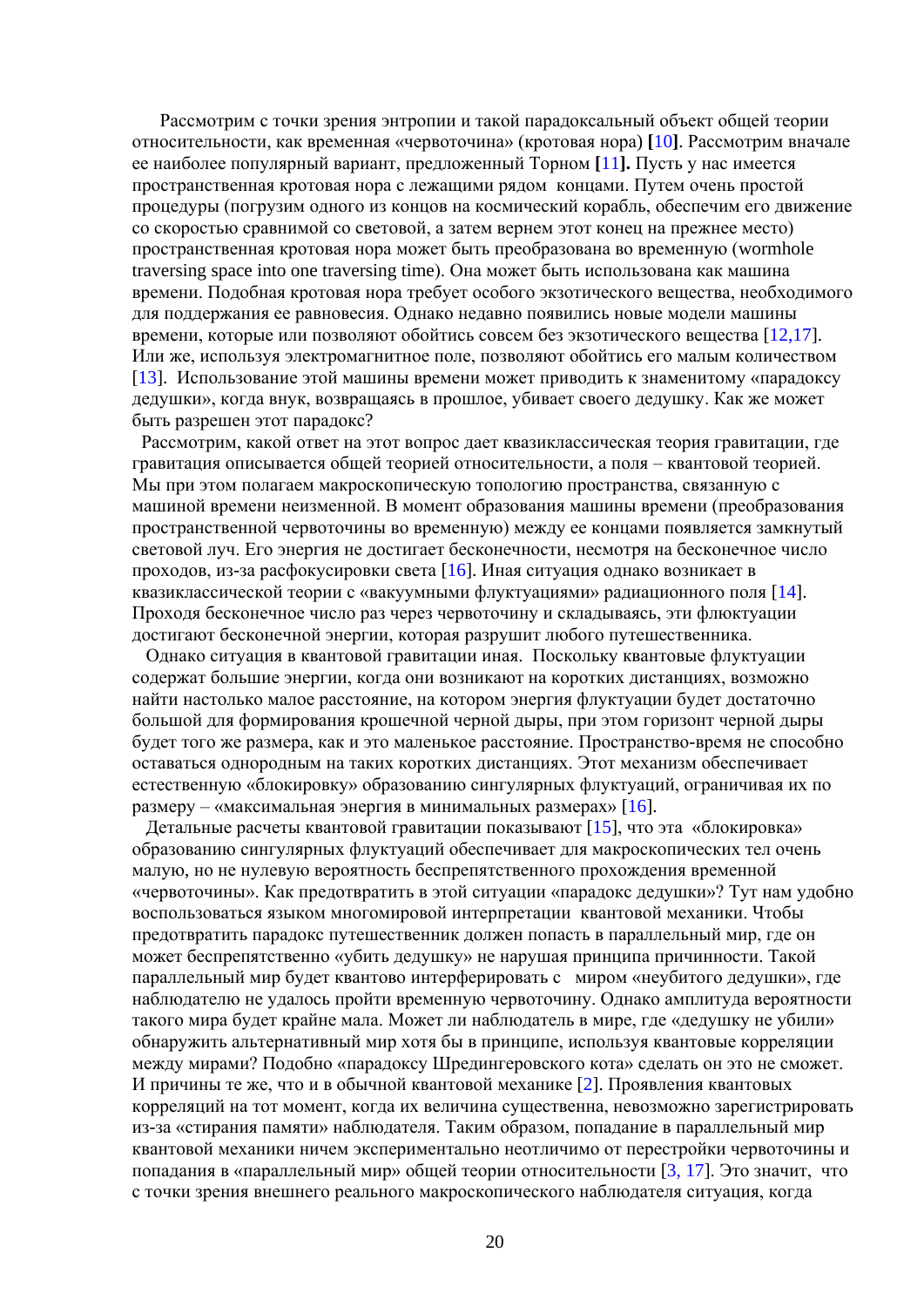Рассмотрим с точки зрения энтропии и такой парадоксальный объект общей теории относительности, как временная «червоточина» (кротовая нора) **[**10**]**. Рассмотрим вначале ее наиболее популярный вариант, предложенный Торном **[**11**].** Пусть у нас имеется пространственная кротовая нора с лежащими рядом концами. Путем очень простой процедуры (погрузим одного из концов на космический корабль, обеспечим его движение со скоростью сравнимой со световой, а затем вернем этот конец на прежнее место) пространственная кротовая нора может быть преобразована во временную (wormhole traversing space into one traversing time). Она может быть использована как машина времени. Подобная кротовая нора требует особого экзотического вещества, необходимого для поддержания ее равновесия. Однако недавно появились новые модели машины времени, которые или позволяют обойтись совсем без экзотического вещества [12,17]. Или же, используя электромагнитное поле, позволяют обойтись его малым количеством [13]. Использование этой машины времени может приводить к знаменитому «парадоксу дедушки», когда внук, возвращаясь в прошлое, убивает своего дедушку. Как же может быть разрешен этот парадокс?

Рассмотрим, какой ответ на этот вопрос дает квазиклассическая теория гравитации, где гравитация описывается общей теорией относительности, а поля – квантовой теорией. Мы при этом полагаем макроскопическую топологию пространства, связанную с машиной времени неизменной. В момент образования машины времени (преобразования пространственной червоточины во временную) между ее концами появляется замкнутый световой луч. Его энергия не достигает бесконечности, несмотря на бесконечное число проходов, из-за расфокусировки света [16]. Иная ситуация однако возникает в квазиклассической теории с «вакуумными флуктуациями» радиационного поля [14]. Проходя бесконечное число раз через червоточину и складываясь, эти флюктуации достигают бесконечной энергии, которая разрушит любого путешественника.

Однако ситуация в квантовой гравитации иная. Поскольку квантовые флуктуации содержат большие энергии, когда они возникают на коротких дистанциях, возможно найти настолько малое расстояние, на котором энергия флуктуации будет достаточно большой для формирования крошечной черной дыры, при этом горизонт черной дыры будет того же размера, как и это маленькое расстояние. Пространство-время не способно оставаться однородным на таких коротких дистанциях. Этот механизм обеспечивает естественную «блокировку» образованию сингулярных флуктуаций, ограничивая их по размеру – «максимальная энергия в минимальных размерах» [16].

Детальные расчеты квантовой гравитации показывают [15], что эта «блокировка» образованию сингулярных флуктуаций обеспечивает для макроскопических тел очень малую, но не нулевую вероятность беспрепятственного прохождения временной «червоточины». Как предотвратить в этой ситуации «парадокс дедушки»? Тут нам удобно воспользоваться языком многомировой интерпретации квантовой механики. Чтобы предотвратить парадокс путешественник должен попасть в параллельный мир, где он может беспрепятственно «убить дедушку» не нарушая принципа причинности. Такой параллельный мир будет квантово интерферировать с миром «неубитого дедушки», где наблюдателю не удалось пройти временную червоточину. Однако амплитуда вероятности такого мира будет крайне мала. Может ли наблюдатель в мире, где «дедушку не убили» обнаружить альтернативный мир хотя бы в принципе, используя квантовые корреляции между мирами? Подобно «парадоксу Шредингеровского кота» сделать он это не сможет. И причины те же, что и в обычной квантовой механике [2]. Проявления квантовых корреляций на тот момент, когда их величина существенна, невозможно зарегистрировать из-за «стирания памяти» наблюдателя. Таким образом, попадание в параллельный мир квантовой механики ничем экспериментально неотличимо от перестройки червоточины и попадания в «параллельный мир» общей теории относительности [3, 17]. Это значит, что с точки зрения внешнего реального макроскопического наблюдателя ситуация, когда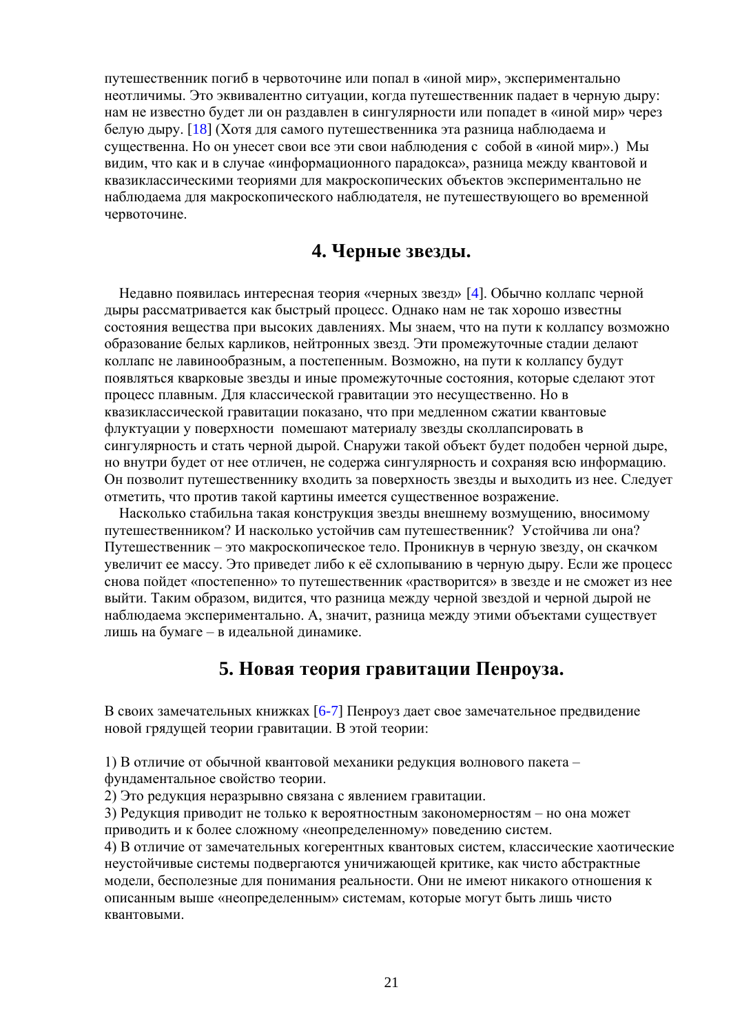путешественник погиб в червоточине или попал в «иной мир», экспериментально неотличимы. Это эквивалентно ситуации, когда путешественник падает в черную дыру: нам не известно будет ли он раздавлен в сингулярности или попадет в «иной мир» через белую дыру. [18] (Хотя для самого путешественника эта разница наблюдаема и существенна. Но он унесет свои все эти свои наблюдения с собой в «иной мир».) Мы видим, что как и в случае «информационного парадокса», разница между квантовой и квазиклассическими теориями для макроскопических объектов экспериментально не наблюдаема для макроскопического наблюдателя, не путешествующего во временной червоточине.

## 4. Черные звезды.

Недавно появилась интересная теория «черных звезд» [4]. Обычно коллапс черной дыры рассматривается как быстрый процесс. Однако нам не так хорошо известны состояния вещества при высоких давлениях. Мы знаем, что на пути к коллапсу возможно образование белых карликов, нейтронных звезд. Эти промежуточные стадии делают коллапс не лавинообразным, а постепенным. Возможно, на пути к коллапсу будут появляться кварковые звезды и иные промежуточные состояния, которые сделают этот процесс плавным. Для классической гравитации это несущественно. Но в квазиклассической гравитации показано, что при медленном сжатии квантовые флуктуации у поверхности помешают материалу звезды сколлапсировать в сингулярность и стать черной дырой. Снаружи такой объект будет подобен черной дыре, но внутри будет от нее отличен, не содержа сингулярность и сохраняя всю информацию. Он позволит путешественнику входить за поверхность звезды и выходить из нее. Следует отметить, что против такой картины имеется существенное возражение.

Насколько стабильна такая конструкция звезды внешнему возмущению, вносимому путешественником? И насколько устойчив сам путешественник? Устойчива ли она? Путешественник – это макроскопическое тело. Проникнув в черную звезду, он скачком увеличит ее массу. Это приведет либо к её схлопыванию в черную дыру. Если же процесс снова пойдет «постепенно» то путешественник «растворится» в звезде и не сможет из нее выйти. Таким образом, видится, что разница между черной звездой и черной дырой не наблюдаема экспериментально. А, значит, разница между этими объектами существует лишь на бумаге – в идеальной динамике.

## 5. Новая теория гравитации Пенроуза.

В своих замечательных книжках [6-7] Пенроуз дает свое замечательное предвидение новой грядущей теории гравитации. В этой теории:

1) В отличие от обычной квантовой механики редукция волнового пакета – фундаментальное свойство теории.
2) Это редукция неразрывно связана с явлением гравитации.
3) Редукция приводит не только к вероятностным закономерностям – но она может приводить и к более сложному «неопределенному» поведению систем.
4) В отличие от замечательных когерентных квантовых систем, классические хаотические неустойчивые системы подвергаются уничижающей критике, как чисто абстрактные модели, бесполезные для понимания реальности. Они не имеют никакого отношения к описанным выше «неопределенным» системам, которые могут быть лишь чисто квантовыми.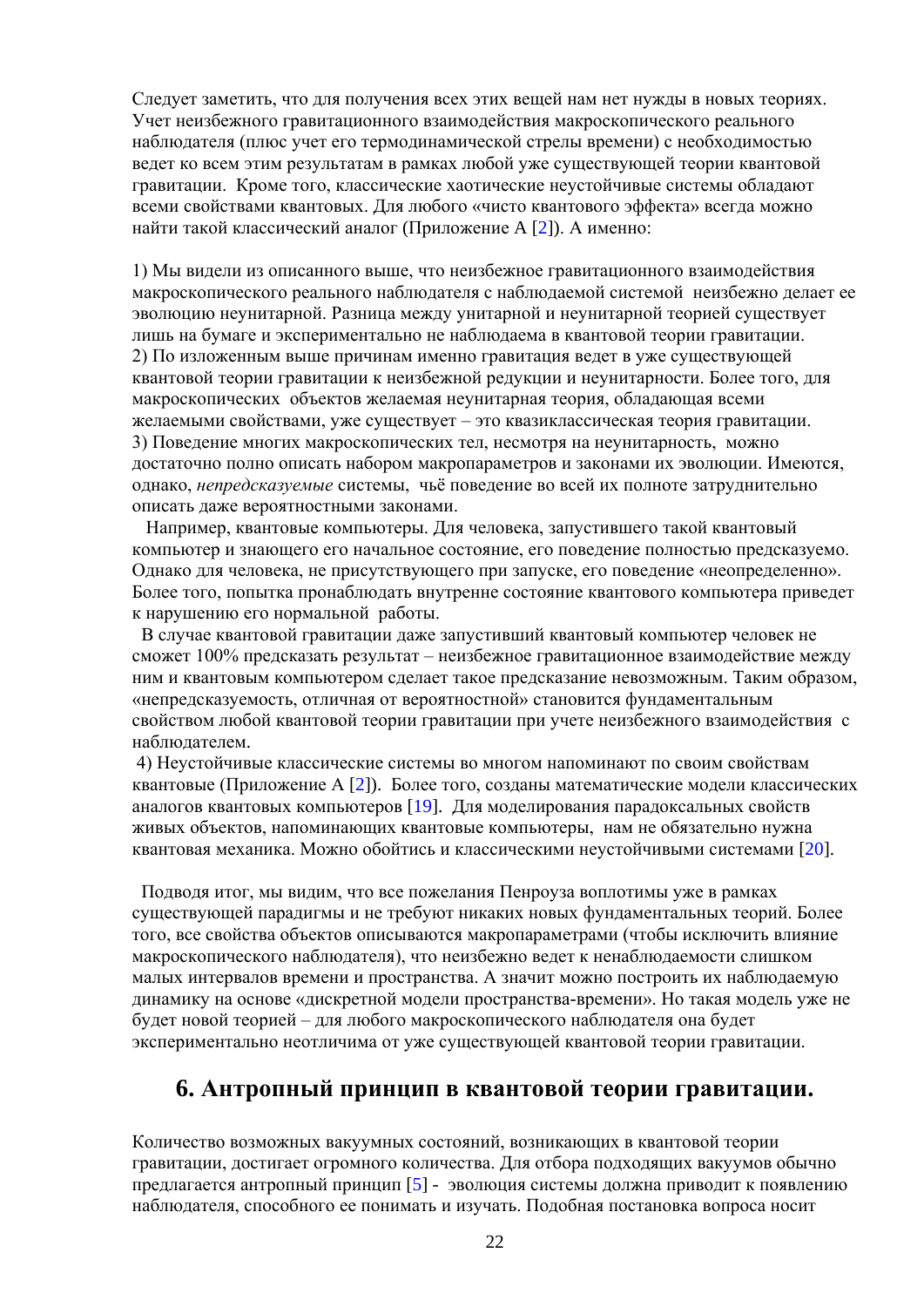Следует заметить, что для получения всех этих вещей нам нет нужды в новых теориях. Учет неизбежного гравитационного взаимодействия макроскопического реального наблюдателя (плюс учет его термодинамической стрелы времени) с необходимостью ведет ко всем этим результатам в рамках любой уже существующей теории квантовой гравитации. Кроме того, классические хаотические неустойчивые системы обладают всеми свойствами квантовых. Для любого «чисто квантового эффекта» всегда можно найти такой классический аналог (Приложение А [2]). А именно:

1) Мы видели из описанного выше, что неизбежное гравитационного взаимодействия макроскопического реального наблюдателя с наблюдаемой системой неизбежно делает ее эволюцию неунитарной. Разница между унитарной и неунитарной теорией существует лишь на бумаге и экспериментально не наблюдаема в квантовой теории гравитации.
2) По изложенным выше причинам именно гравитация ведет в уже существующей квантовой теории гравитации к неизбежной редукции и неунитарности. Более того, для макроскопических объектов желаемая неунитарная теория, обладающая всеми желаемыми свойствами, уже существует – это квазиклассическая теория гравитации.
3) Поведение многих макроскопических тел, несмотря на неунитарность, можно достаточно полно описать набором макропараметров и законами их эволюции. Имеются, однако, *непредсказуемые* системы, чьё поведение во всей их полноте затруднительно описать даже вероятностными законами.

Например, квантовые компьютеры. Для человека, запустившего такой квантовый компьютер и знающего его начальное состояние, его поведение полностью предсказуемо. Однако для человека, не присутствующего при запуске, его поведение «неопределенно». Более того, попытка пронаблюдать внутренне состояние квантового компьютера приведет к нарушению его нормальной работы.

В случае квантовой гравитации даже запустивший квантовый компьютер человек не сможет 100% предсказать результат – неизбежное гравитационное взаимодействие между ним и квантовым компьютером сделает такое предсказание невозможным. Таким образом, «непредсказуемость, отличная от вероятностной» становится фундаментальным свойством любой квантовой теории гравитации при учете неизбежного взаимодействия с наблюдателем.

4) Неустойчивые классические системы во многом напоминают по своим свойствам квантовые (Приложение А [2]). Более того, созданы математические модели классических аналогов квантовых компьютеров [19]. Для моделирования парадоксальных свойств живых объектов, напоминающих квантовые компьютеры, нам не обязательно нужна квантовая механика. Можно обойтись и классическими неустойчивыми системами [20].

Подводя итог, мы видим, что все пожелания Пенроуза воплотимы уже в рамках существующей парадигмы и не требуют никаких новых фундаментальных теорий. Более того, все свойства объектов описываются макропараметрами (чтобы исключить влияние макроскопического наблюдателя), что неизбежно ведет к ненаблюдаемости слишком малых интервалов времени и пространства. А значит можно построить их наблюдаемую динамику на основе «дискретной модели пространства-времени». Но такая модель уже не будет новой теорией – для любого макроскопического наблюдателя она будет экспериментально неотличима от уже существующей квантовой теории гравитации.

## 6. Антропный принцип в квантовой теории гравитации.

Количество возможных вакуумных состояний, возникающих в квантовой теории гравитации, достигает огромного количества. Для отбора подходящих вакуумов обычно предлагается антропный принцип [5] - эволюция системы должна приводит к появлению наблюдателя, способного ее понимать и изучать. Подобная постановка вопроса носит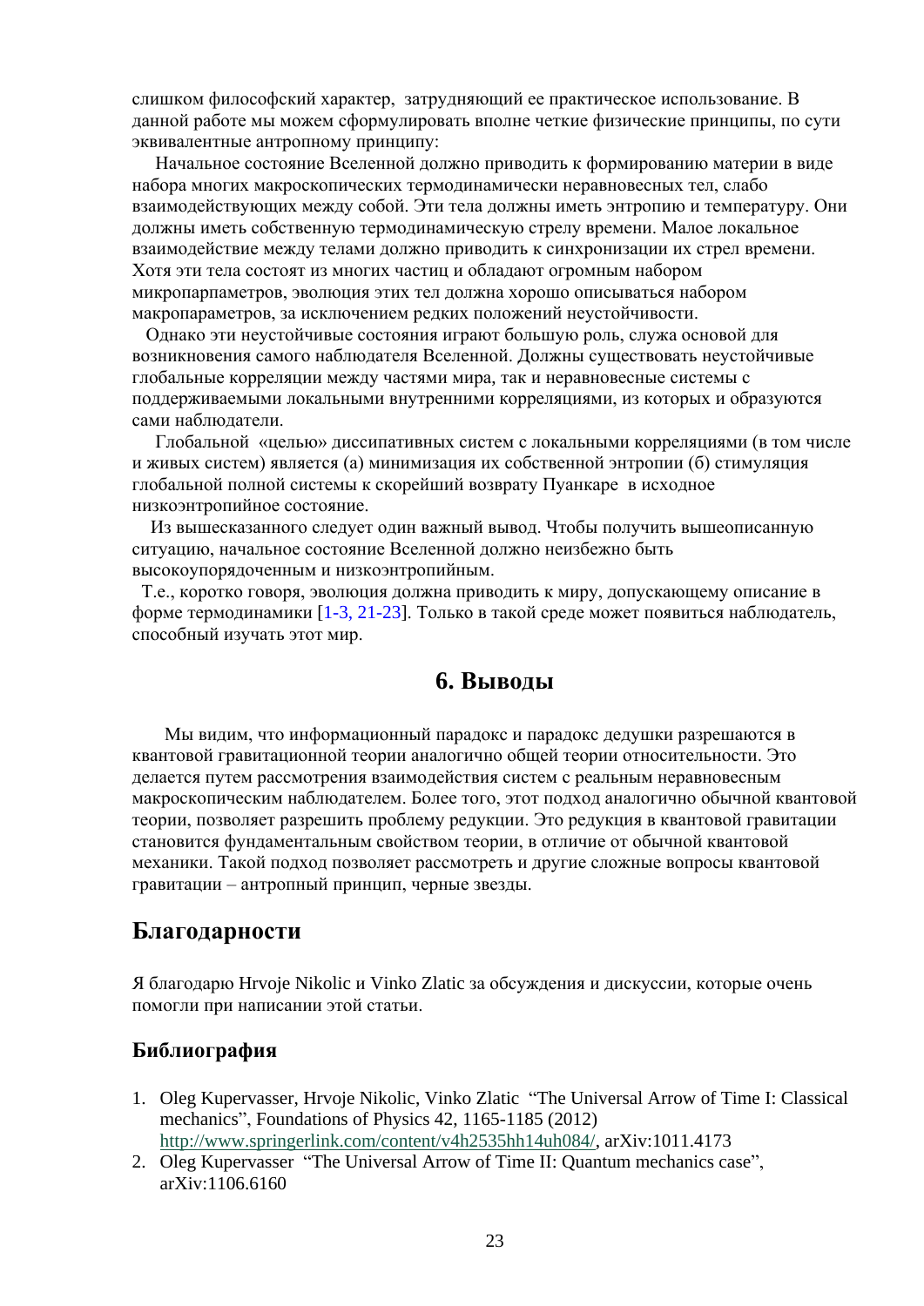слишком философский характер, затрудняющий ее практическое использование. В данной работе мы можем сформулировать вполне четкие физические принципы, по сути эквивалентные антропному принципу:

Начальное состояние Вселенной должно приводить к формированию материи в виде набора многих макроскопических термодинамически неравновесных тел, слабо взаимодействующих между собой. Эти тела должны иметь энтропию и температуру. Они должны иметь собственную термодинамическую стрелу времени. Малое локальное взаимодействие между телами должно приводить к синхронизации их стрел времени. Хотя эти тела состоят из многих частиц и обладают огромным набором микропарпаметров, эволюция этих тел должна хорошо описываться набором макропараметров, за исключением редких положений неустойчивости.

Однако эти неустойчивые состояния играют большую роль, служа основой для возникновения самого наблюдателя Вселенной. Должны существовать неустойчивые глобальные корреляции между частями мира, так и неравновесные системы с поддерживаемыми локальными внутренними корреляциями, из которых и образуются сами наблюдатели.

Глобальной «целью» диссипативных систем с локальными корреляциями (в том числе и живых систем) является (а) минимизация их собственной энтропии (б) стимуляция глобальной полной системы к скорейший возврату Пуанкаре в исходное низкоэнтропийное состояние.

Из вышесказанного следует один важный вывод. Чтобы получить вышеописанную ситуацию, начальное состояние Вселенной должно неизбежно быть высокоупорядоченным и низкоэнтропийным.

Т.е., коротко говоря, эволюция должна приводить к миру, допускающему описание в форме термодинамики [1-3, 21-23]. Только в такой среде может появиться наблюдатель, способный изучать этот мир.

## 6. Выводы

Мы видим, что информационный парадокс и парадокс дедушки разрешаются в квантовой гравитационной теории аналогично общей теории относительности. Это делается путем рассмотрения взаимодействия систем с реальным неравновесным макроскопическим наблюдателем. Более того, этот подход аналогично обычной квантовой теории, позволяет разрешить проблему редукции. Это редукция в квантовой гравитации становится фундаментальным свойством теории, в отличие от обычной квантовой механики. Такой подход позволяет рассмотреть и другие сложные вопросы квантовой гравитации – антропный принцип, черные звезды.

## Благодарности

Я благодарю Hrvoje Nikolic и Vinko Zlatic за обсуждения и дискуссии, которые очень помогли при написании этой статьи.

### Библиография

1. Oleg Kupervasser, Hrvoje Nikolic, Vinko Zlatic "The Universal Arrow of Time I: Classical mechanics", Foundations of Physics 42, 1165-1185 (2012) http://www.springerlink.com/content/v4h2535hh14uh084/, arXiv:1011.4173
2. Oleg Kupervasser "The Universal Arrow of Time II: Quantum mechanics case", arXiv:1106.6160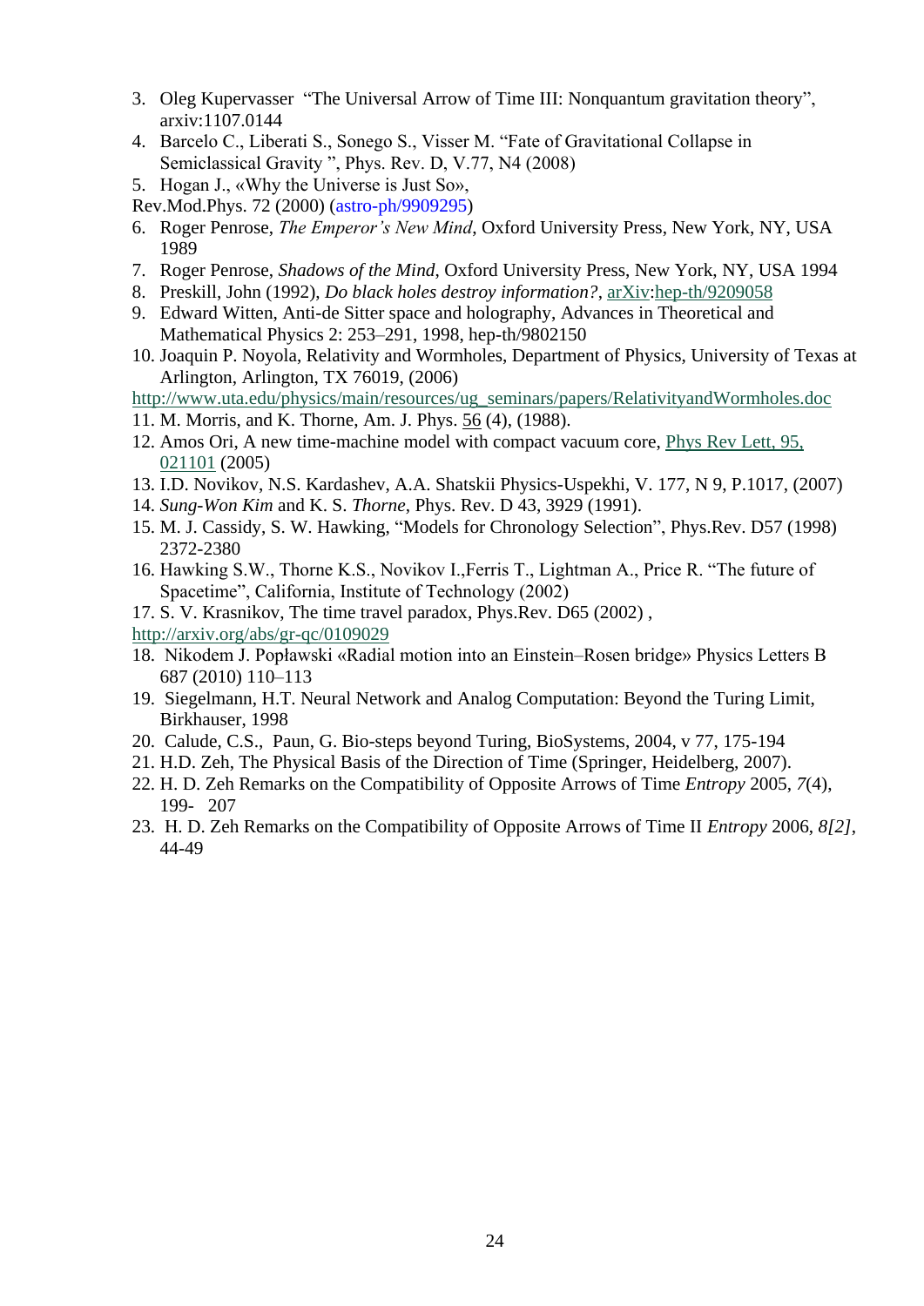3. Oleg Kupervasser "The Universal Arrow of Time III: Nonquantum gravitation theory", arxiv:1107.0144
4. Barcelo C., Liberati S., Sonego S., Visser M. "Fate of Gravitational Collapse in Semiclassical Gravity ", Phys. Rev. D, V.77, N4 (2008)
5. Hogan J., «Why the Universe is Just So»,

Rev.Mod.Phys. 72 (2000) (astro-ph/9909295)

6. Roger Penrose, *The Emperor's New Mind*, Oxford University Press, New York, NY, USA 1989
7. Roger Penrose, *Shadows of the Mind*, Oxford University Press, New York, NY, USA 1994
8. Preskill, John (1992), *Do black holes destroy information?*, arXiv:hep-th/9209058
9. Edward Witten, Anti-de Sitter space and holography, Advances in Theoretical and Mathematical Physics 2: 253–291, 1998, hep-th/9802150
10. Joaquin P. Noyola, Relativity and Wormholes, Department of Physics, University of Texas at Arlington, Arlington, TX 76019, (2006)

http://www.uta.edu/physics/main/resources/ug_seminars/papers/RelativityandWormholes.doc

11. M. Morris, and K. Thorne, Am. J. Phys. 56 (4), (1988).
12. Amos Ori, A new time-machine model with compact vacuum core, Phys Rev Lett, 95, 021101 (2005)
13. I.D. Novikov, N.S. Kardashev, A.A. Shatskii Physics-Uspekhi, V. 177, N 9, P.1017, (2007)
14. *Sung-Won Kim* and K. S. *Thorne*, Phys. Rev. D 43, 3929 (1991).
15. M. J. Cassidy, S. W. Hawking, "Models for Chronology Selection", Phys.Rev. D57 (1998) 2372-2380
16. Hawking S.W., Thorne K.S., Novikov I.,Ferris T., Lightman A., Price R. "The future of Spacetime", California, Institute of Technology (2002)
17. S. V. Krasnikov, The time travel paradox, Phys.Rev. D65 (2002) ,

http://arxiv.org/abs/gr-qc/0109029

18. Nikodem J. Popławski «Radial motion into an Einstein–Rosen bridge» Physics Letters B 687 (2010) 110–113
19. Siegelmann, H.T. Neural Network and Analog Computation: Beyond the Turing Limit, Birkhauser, 1998
20. Calude, C.S., Paun, G. Bio-steps beyond Turing, BioSystems, 2004, v 77, 175-194
21. H.D. Zeh, The Physical Basis of the Direction of Time (Springer, Heidelberg, 2007).
22. H. D. Zeh Remarks on the Compatibility of Opposite Arrows of Time *Entropy* 2005, *7*(4), 199- 207
23. H. D. Zeh Remarks on the Compatibility of Opposite Arrows of Time II *Entropy* 2006, *8[2]*, 44-49